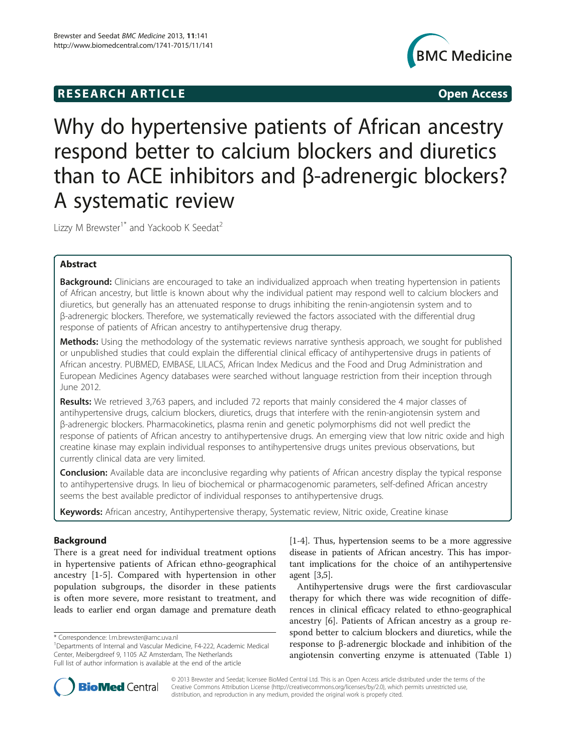RESEARCH ARTICLE Open Access

# Why do hypertensive patients of African ancestry respond better to calcium blockers and diuretics than to ACE inhibitors and β-adrenergic blockers? A systematic review

Lizzy M Brewster[1*] and Yackoob K Seedat[2]

## Abstract

**Background:** Clinicians are encouraged to take an individualized approach when treating hypertension in patients of African ancestry, but little is known about why the individual patient may respond well to calcium blockers and diuretics, but generally has an attenuated response to drugs inhibiting the renin-angiotensin system and to β-adrenergic blockers. Therefore, we systematically reviewed the factors associated with the differential drug response of patients of African ancestry to antihypertensive drug therapy.

**Methods:** Using the methodology of the systematic reviews narrative synthesis approach, we sought for published or unpublished studies that could explain the differential clinical efficacy of antihypertensive drugs in patients of African ancestry. PUBMED, EMBASE, LILACS, African Index Medicus and the Food and Drug Administration and European Medicines Agency databases were searched without language restriction from their inception through June 2012.

**Results:** We retrieved 3,763 papers, and included 72 reports that mainly considered the 4 major classes of antihypertensive drugs, calcium blockers, diuretics, drugs that interfere with the renin-angiotensin system and β-adrenergic blockers. Pharmacokinetics, plasma renin and genetic polymorphisms did not well predict the response of patients of African ancestry to antihypertensive drugs. An emerging view that low nitric oxide and high creatine kinase may explain individual responses to antihypertensive drugs unites previous observations, but currently clinical data are very limited.

**Conclusion:** Available data are inconclusive regarding why patients of African ancestry display the typical response to antihypertensive drugs. In lieu of biochemical or pharmacogenomic parameters, self-defined African ancestry seems the best available predictor of individual responses to antihypertensive drugs.

**Keywords:** African ancestry, Antihypertensive therapy, Systematic review, Nitric oxide, Creatine kinase

## Background

There is a great need for individual treatment options in hypertensive patients of African ethno-geographical ancestry [1-5]. Compared with hypertension in other population subgroups, the disorder in these patients is often more severe, more resistant to treatment, and leads to earlier end organ damage and premature death [1-4]. Thus, hypertension seems to be a more aggressive disease in patients of African ancestry. This has important implications for the choice of an antihypertensive agent [3,5].

Antihypertensive drugs were the first cardiovascular therapy for which there was wide recognition of differences in clinical efficacy related to ethno-geographical ancestry [6]. Patients of African ancestry as a group respond better to calcium blockers and diuretics, while the response to β-adrenergic blockade and inhibition of the angiotensin converting enzyme is attenuated (Table 1)

\* Correspondence: l.m.brewster@amc.uva.nl

[1]Departments of Internal and Vascular Medicine, F4-222, Academic Medical Center, Meibergdreef 9, 1105 AZ Amsterdam, The Netherlands

Full list of author information is available at the end of the article

© 2013 Brewster and Seedat; licensee BioMed Central Ltd. This is an Open Access article distributed under the terms of the Creative Commons Attribution License (http://creativecommons.org/licenses/by/2.0), which permits unrestricted use, distribution, and reproduction in any medium, provided the original work is properly cited.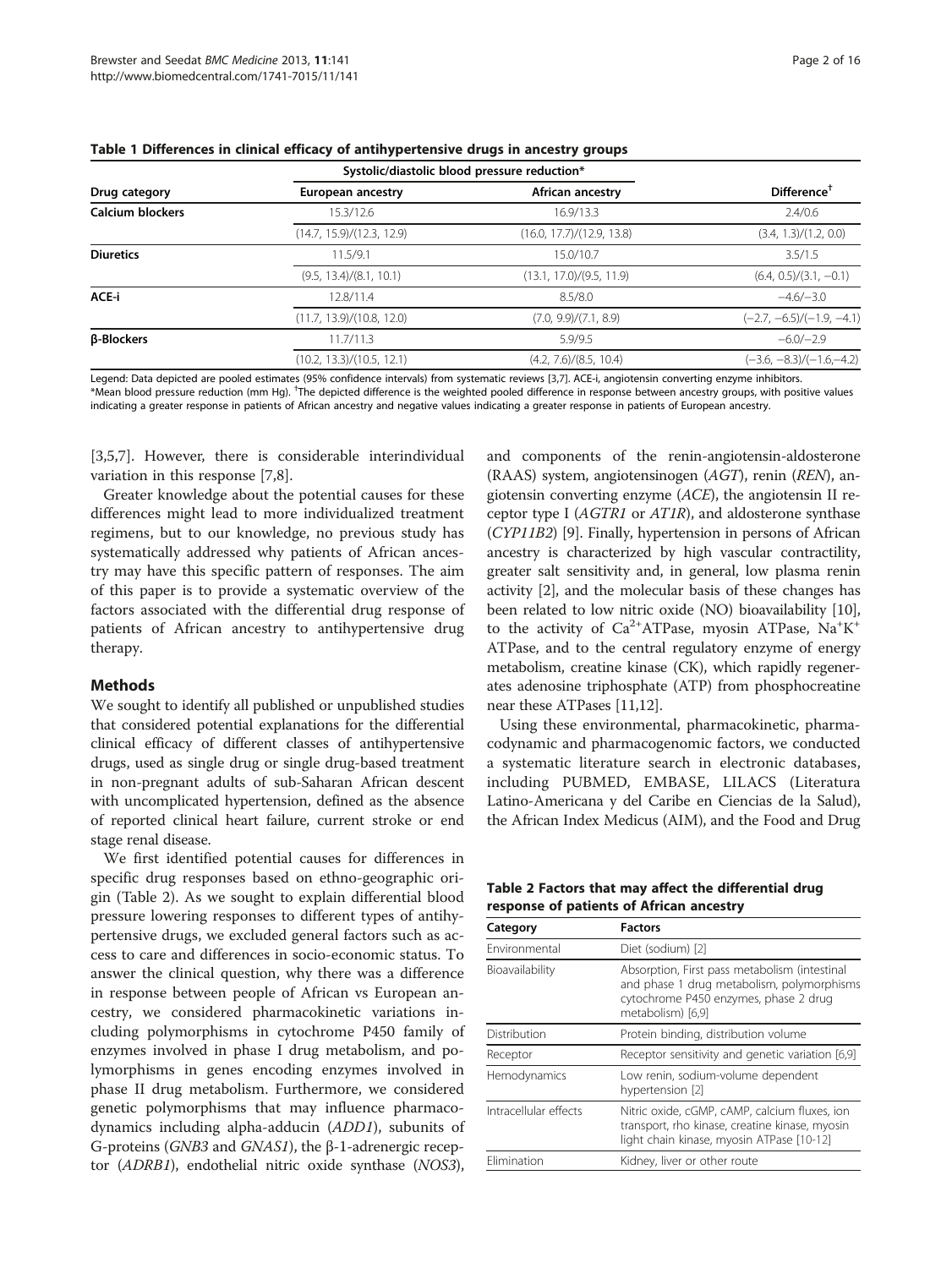**Table 1 Differences in clinical efficacy of antihypertensive drugs in ancestry groups**

| Drug category | Systolic/diastolic blood pressure reduction* | | Difference[†] |
|---|---|---|---|
| | European ancestry | African ancestry | |
| **Calcium blockers** | 15.3/12.6 | 16.9/13.3 | 2.4/0.6 |
| | (14.7, 15.9)/(12.3, 12.9) | (16.0, 17.7)/(12.9, 13.8) | (3.4, 1.3)/(1.2, 0.0) |
| **Diuretics** | 11.5/9.1 | 15.0/10.7 | 3.5/1.5 |
| | (9.5, 13.4)/(8.1, 10.1) | (13.1, 17.0)/(9.5, 11.9) | (6.4, 0.5)/(3.1, −0.1) |
| **ACE-i** | 12.8/11.4 | 8.5/8.0 | −4.6/−3.0 |
| | (11.7, 13.9)/(10.8, 12.0) | (7.0, 9.9)/(7.1, 8.9) | (−2.7, −6.5)/(−1.9, −4.1) |
| **β-Blockers** | 11.7/11.3 | 5.9/9.5 | −6.0/−2.9 |
| | (10.2, 13.3)/(10.5, 12.1) | (4.2, 7.6)/(8.5, 10.4) | (−3.6, −8.3)/(−1.6,−4.2) |

Legend: Data depicted are pooled estimates (95% confidence intervals) from systematic reviews [3,7]. ACE-i, angiotensin converting enzyme inhibitors.
*Mean blood pressure reduction (mm Hg). [†]The depicted difference is the weighted pooled difference in response between ancestry groups, with positive values indicating a greater response in patients of African ancestry and negative values indicating a greater response in patients of European ancestry.

[3,5,7]. However, there is considerable interindividual variation in this response [7,8].

Greater knowledge about the potential causes for these differences might lead to more individualized treatment regimens, but to our knowledge, no previous study has systematically addressed why patients of African ancestry may have this specific pattern of responses. The aim of this paper is to provide a systematic overview of the factors associated with the differential drug response of patients of African ancestry to antihypertensive drug therapy.

## Methods

We sought to identify all published or unpublished studies that considered potential explanations for the differential clinical efficacy of different classes of antihypertensive drugs, used as single drug or single drug-based treatment in non-pregnant adults of sub-Saharan African descent with uncomplicated hypertension, defined as the absence of reported clinical heart failure, current stroke or end stage renal disease.

We first identified potential causes for differences in specific drug responses based on ethno-geographic origin (Table 2). As we sought to explain differential blood pressure lowering responses to different types of antihypertensive drugs, we excluded general factors such as access to care and differences in socio-economic status. To answer the clinical question, why there was a difference in response between people of African vs European ancestry, we considered pharmacokinetic variations including polymorphisms in cytochrome P450 family of enzymes involved in phase I drug metabolism, and polymorphisms in genes encoding enzymes involved in phase II drug metabolism. Furthermore, we considered genetic polymorphisms that may influence pharmacodynamics including alpha-adducin (*ADD1*), subunits of G-proteins (*GNB3* and *GNAS1*), the β-1-adrenergic receptor (*ADRB1*), endothelial nitric oxide synthase (*NOS3*), and components of the renin-angiotensin-aldosterone (RAAS) system, angiotensinogen (*AGT*), renin (*REN*), angiotensin converting enzyme (*ACE*), the angiotensin II receptor type I (*AGTR1* or *AT1R*), and aldosterone synthase (*CYP11B2*) [9]. Finally, hypertension in persons of African ancestry is characterized by high vascular contractility, greater salt sensitivity and, in general, low plasma renin activity [2], and the molecular basis of these changes has been related to low nitric oxide (NO) bioavailability [10], to the activity of $Ca^{2+}$ATPase, myosin ATPase, $Na^{+}K^{+}$ ATPase, and to the central regulatory enzyme of energy metabolism, creatine kinase (CK), which rapidly regenerates adenosine triphosphate (ATP) from phosphocreatine near these ATPases [11,12].

Using these environmental, pharmacokinetic, pharmacodynamic and pharmacogenomic factors, we conducted a systematic literature search in electronic databases, including PUBMED, EMBASE, LILACS (Literatura Latino-Americana y del Caribe en Ciencias de la Salud), the African Index Medicus (AIM), and the Food and Drug

**Table 2 Factors that may affect the differential drug response of patients of African ancestry**

| Category | Factors |
|---|---|
| Environmental | Diet (sodium) [2] |
| Bioavailability | Absorption, First pass metabolism (intestinal and phase 1 drug metabolism, polymorphisms cytochrome P450 enzymes, phase 2 drug metabolism) [6,9] |
| Distribution | Protein binding, distribution volume |
| Receptor | Receptor sensitivity and genetic variation [6,9] |
| Hemodynamics | Low renin, sodium-volume dependent hypertension [2] |
| Intracellular effects | Nitric oxide, cGMP, cAMP, calcium fluxes, ion transport, rho kinase, creatine kinase, myosin light chain kinase, myosin ATPase [10-12] |
| Elimination | Kidney, liver or other route |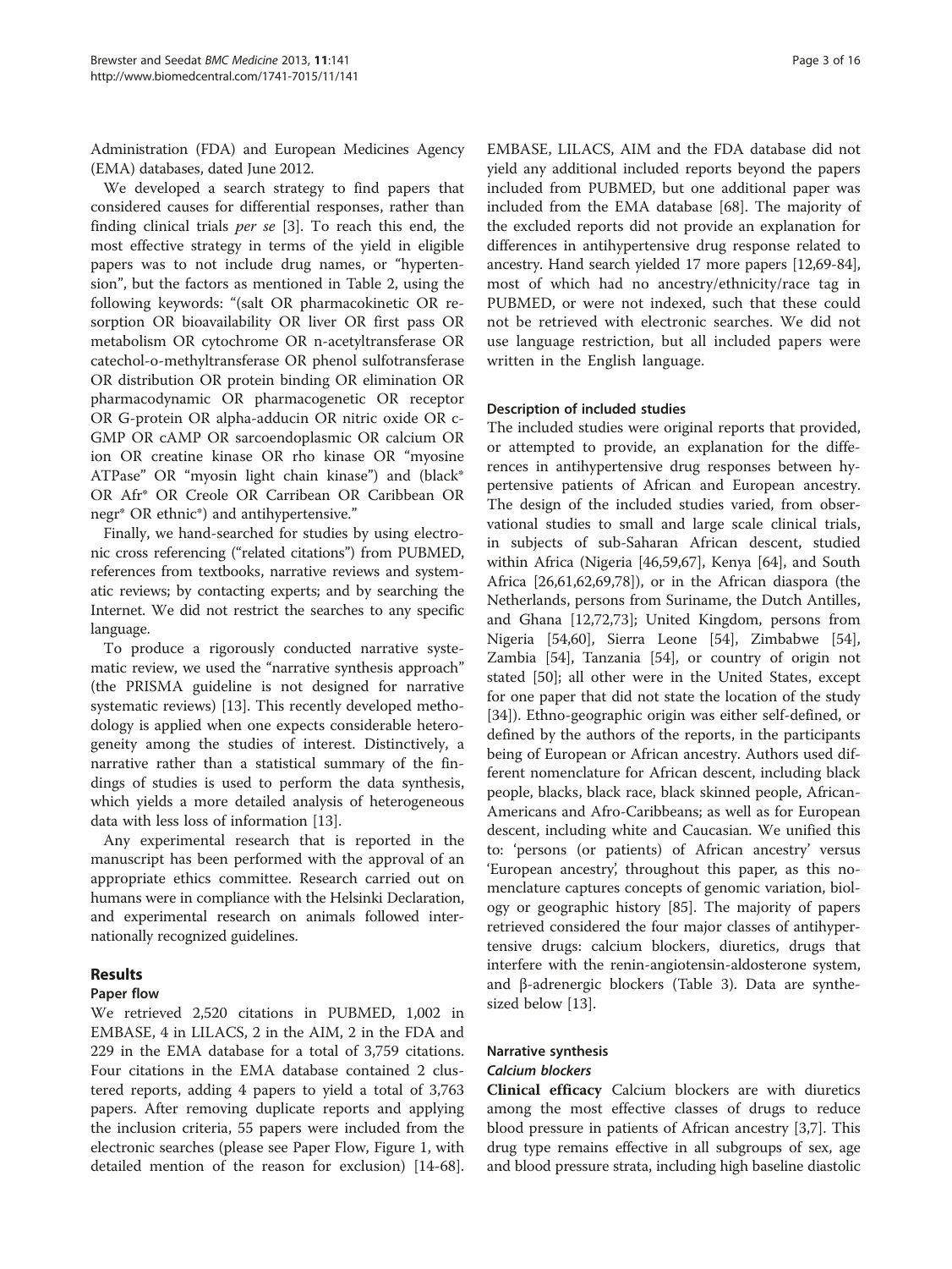Administration (FDA) and European Medicines Agency (EMA) databases, dated June 2012.

We developed a search strategy to find papers that considered causes for differential responses, rather than finding clinical trials *per se* [3]. To reach this end, the most effective strategy in terms of the yield in eligible papers was to not include drug names, or "hypertension", but the factors as mentioned in Table 2, using the following keywords: "(salt OR pharmacokinetic OR resorption OR bioavailability OR liver OR first pass OR metabolism OR cytochrome OR n-acetyltransferase OR catechol-o-methyltransferase OR phenol sulfotransferase OR distribution OR protein binding OR elimination OR pharmacodynamic OR pharmacogenetic OR receptor OR G-protein OR alpha-adducin OR nitric oxide OR c-GMP OR cAMP OR sarcoendoplasmic OR calcium OR ion OR creatine kinase OR rho kinase OR "myosine ATPase" OR "myosin light chain kinase") and (black* OR Afr* OR Creole OR Carribean OR Caribbean OR negr* OR ethnic*) and antihypertensive."

Finally, we hand-searched for studies by using electronic cross referencing ("related citations") from PUBMED, references from textbooks, narrative reviews and systematic reviews; by contacting experts; and by searching the Internet. We did not restrict the searches to any specific language.

To produce a rigorously conducted narrative systematic review, we used the "narrative synthesis approach" (the PRISMA guideline is not designed for narrative systematic reviews) [13]. This recently developed methodology is applied when one expects considerable heterogeneity among the studies of interest. Distinctively, a narrative rather than a statistical summary of the findings of studies is used to perform the data synthesis, which yields a more detailed analysis of heterogeneous data with less loss of information [13].

Any experimental research that is reported in the manuscript has been performed with the approval of an appropriate ethics committee. Research carried out on humans were in compliance with the Helsinki Declaration, and experimental research on animals followed internationally recognized guidelines.

## Results

### Paper flow

We retrieved 2,520 citations in PUBMED, 1,002 in EMBASE, 4 in LILACS, 2 in the AIM, 2 in the FDA and 229 in the EMA database for a total of 3,759 citations. Four citations in the EMA database contained 2 clustered reports, adding 4 papers to yield a total of 3,763 papers. After removing duplicate reports and applying the inclusion criteria, 55 papers were included from the electronic searches (please see Paper Flow, Figure 1, with detailed mention of the reason for exclusion) [14-68]. EMBASE, LILACS, AIM and the FDA database did not yield any additional included reports beyond the papers included from PUBMED, but one additional paper was included from the EMA database [68]. The majority of the excluded reports did not provide an explanation for differences in antihypertensive drug response related to ancestry. Hand search yielded 17 more papers [12,69-84], most of which had no ancestry/ethnicity/race tag in PUBMED, or were not indexed, such that these could not be retrieved with electronic searches. We did not use language restriction, but all included papers were written in the English language.

### Description of included studies

The included studies were original reports that provided, or attempted to provide, an explanation for the differences in antihypertensive drug responses between hypertensive patients of African and European ancestry. The design of the included studies varied, from observational studies to small and large scale clinical trials, in subjects of sub-Saharan African descent, studied within Africa (Nigeria [46,59,67], Kenya [64], and South Africa [26,61,62,69,78]), or in the African diaspora (the Netherlands, persons from Suriname, the Dutch Antilles, and Ghana [12,72,73]; United Kingdom, persons from Nigeria [54,60], Sierra Leone [54], Zimbabwe [54], Zambia [54], Tanzania [54], or country of origin not stated [50]; all other were in the United States, except for one paper that did not state the location of the study [34]). Ethno-geographic origin was either self-defined, or defined by the authors of the reports, in the participants being of European or African ancestry. Authors used different nomenclature for African descent, including black people, blacks, black race, black skinned people, African-Americans and Afro-Caribbeans; as well as for European descent, including white and Caucasian. We unified this to: 'persons (or patients) of African ancestry' versus 'European ancestry', throughout this paper, as this nomenclature captures concepts of genomic variation, biology or geographic history [85]. The majority of papers retrieved considered the four major classes of antihypertensive drugs: calcium blockers, diuretics, drugs that interfere with the renin-angiotensin-aldosterone system, and β-adrenergic blockers (Table 3). Data are synthesized below [13].

### Narrative synthesis

#### *Calcium blockers*

**Clinical efficacy** Calcium blockers are with diuretics among the most effective classes of drugs to reduce blood pressure in patients of African ancestry [3,7]. This drug type remains effective in all subgroups of sex, age and blood pressure strata, including high baseline diastolic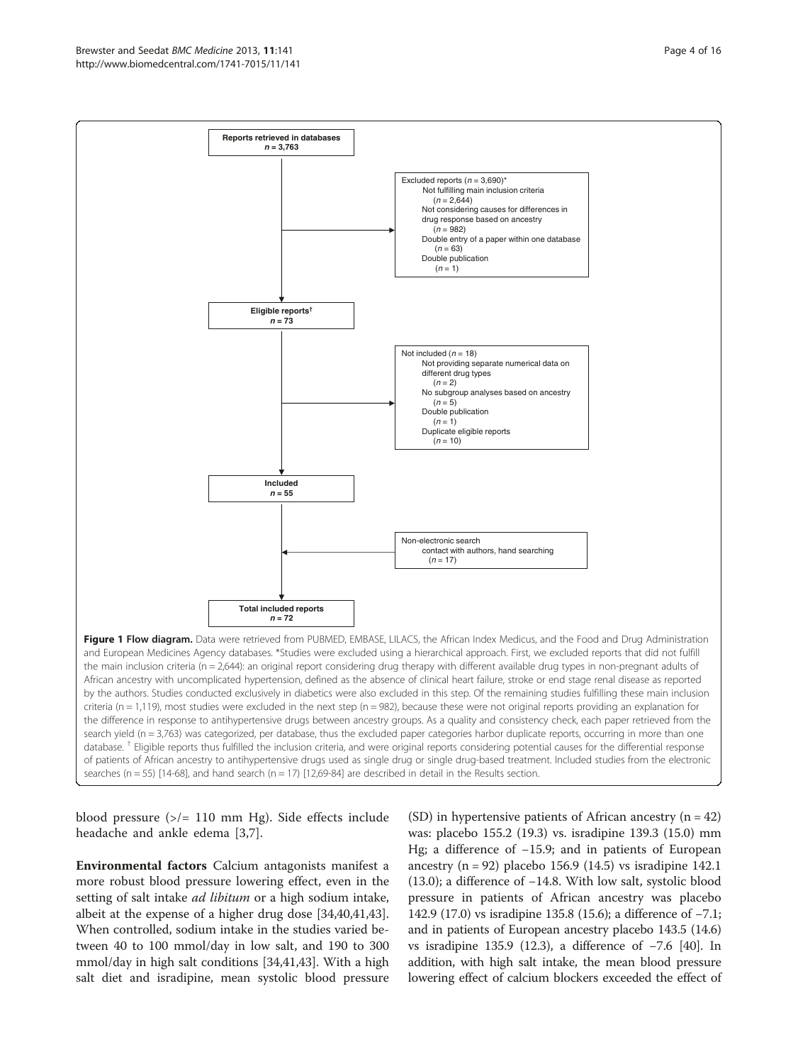Reports retrieved in databases
*n* = 3,763

Excluded reports (*n* = 3,690)*
- Not fulfilling main inclusion criteria (*n* = 2,644)
- Not considering causes for differences in drug response based on ancestry (*n* = 982)
- Double entry of a paper within one database (*n* = 63)
- Double publication (*n* = 1)

Eligible reports[†]
*n* = 73

Not included (*n* = 18)
- Not providing separate numerical data on different drug types (*n* = 2)
- No subgroup analyses based on ancestry (*n* = 5)
- Double publication (*n* = 1)
- Duplicate eligible reports (*n* = 10)

Included
*n* = 55

Non-electronic search
- contact with authors, hand searching (*n* = 17)

Total included reports
*n* = 72

**Figure 1 Flow diagram.** Data were retrieved from PUBMED, EMBASE, LILACS, the African Index Medicus, and the Food and Drug Administration and European Medicines Agency databases. *Studies were excluded using a hierarchical approach. First, we excluded reports that did not fulfill the main inclusion criteria (n = 2,644): an original report considering drug therapy with different available drug types in non-pregnant adults of African ancestry with uncomplicated hypertension, defined as the absence of clinical heart failure, stroke or end stage renal disease as reported by the authors. Studies conducted exclusively in diabetics were also excluded in this step. Of the remaining studies fulfilling these main inclusion criteria (n = 1,119), most studies were excluded in the next step (n = 982), because these were not original reports providing an explanation for the difference in response to antihypertensive drugs between ancestry groups. As a quality and consistency check, each paper retrieved from the search yield (n = 3,763) was categorized, per database, thus the excluded paper categories harbor duplicate reports, occurring in more than one database. [†] Eligible reports thus fulfilled the inclusion criteria, and were original reports considering potential causes for the differential response of patients of African ancestry to antihypertensive drugs used as single drug or single drug-based treatment. Included studies from the electronic searches (n = 55) [14-68], and hand search (n = 17) [12,69-84] are described in detail in the Results section.

blood pressure (>/= 110 mm Hg). Side effects include headache and ankle edema [3,7].

**Environmental factors** Calcium antagonists manifest a more robust blood pressure lowering effect, even in the setting of salt intake *ad libitum* or a high sodium intake, albeit at the expense of a higher drug dose [34,40,41,43]. When controlled, sodium intake in the studies varied between 40 to 100 mmol/day in low salt, and 190 to 300 mmol/day in high salt conditions [34,41,43]. With a high salt diet and isradipine, mean systolic blood pressure (SD) in hypertensive patients of African ancestry (n = 42) was: placebo 155.2 (19.3) vs. isradipine 139.3 (15.0) mm Hg; a difference of −15.9; and in patients of European ancestry (n = 92) placebo 156.9 (14.5) vs isradipine 142.1 (13.0); a difference of −14.8. With low salt, systolic blood pressure in patients of African ancestry was placebo 142.9 (17.0) vs isradipine 135.8 (15.6); a difference of −7.1; and in patients of European ancestry placebo 143.5 (14.6) vs isradipine 135.9 (12.3), a difference of −7.6 [40]. In addition, with high salt intake, the mean blood pressure lowering effect of calcium blockers exceeded the effect of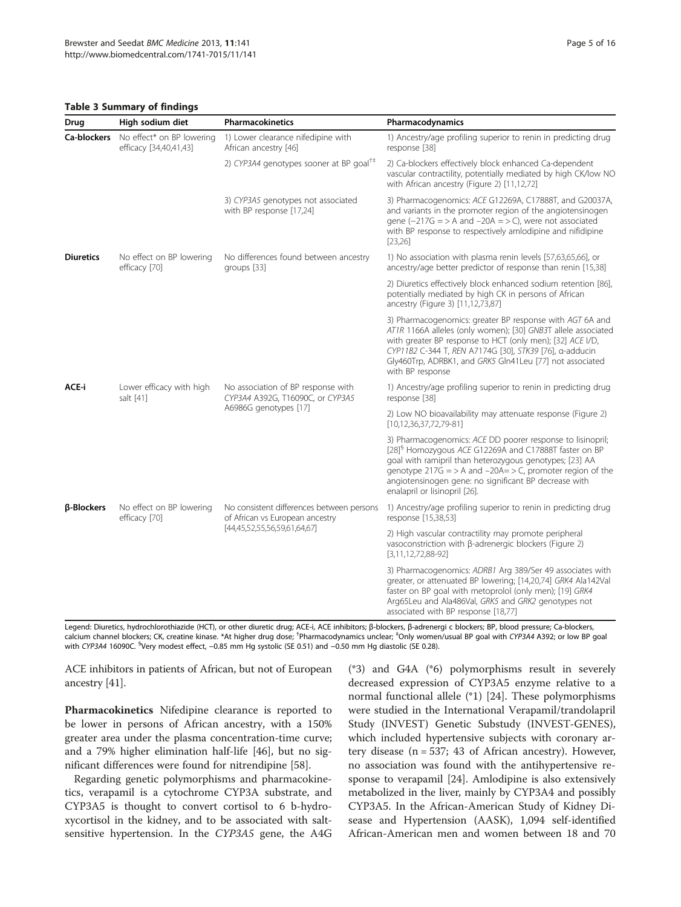**Table 3 Summary of findings**

| Drug | High sodium diet | Pharmacokinetics | Pharmacodynamics |
|---|---|---|---|
| **Ca-blockers** | No effect* on BP lowering efficacy [34,40,41,43] | 1) Lower clearance nifedipine with African ancestry [46] | 1) Ancestry/age profiling superior to renin in predicting drug response [38] |
| | | 2) *CYP3A4* genotypes sooner at BP goal[†‡] | 2) Ca-blockers effectively block enhanced Ca-dependent vascular contractility, potentially mediated by high CK/low NO with African ancestry (Figure 2) [11,12,72] |
| | | 3) *CYP3A5* genotypes not associated with BP response [17,24] | 3) Pharmacogenomics: *ACE* G12269A, C17888T, and G20037A, and variants in the promoter region of the angiotensinogen gene (−217G = > A and −20A = > C), were not associated with BP response to respectively amlodipine and nifidipine [23,26] |
| **Diuretics** | No effect on BP lowering efficacy [70] | No differences found between ancestry groups [33] | 1) No association with plasma renin levels [57,63,65,66], or ancestry/age better predictor of response than renin [15,38] |
| | | | 2) Diuretics effectively block enhanced sodium retention [86], potentially mediated by high CK in persons of African ancestry (Figure 3) [11,12,73,87] |
| | | | 3) Pharmacogenomics: greater BP response with *AGT* 6A and *AT1R* 1166A alleles (only women); [30] *GNB3*T allele associated with greater BP response to HCT (only men); [32] *ACE* I/D, *CYP11B2* C-344 T, *REN* A7174G [30], *STK39* [76], α-adducin Gly460Trp, ADRBK1, and *GRK5* Gln41Leu [77] not associated with BP response |
| **ACE-i** | Lower efficacy with high salt [41] | No association of BP response with *CYP3A4* A392G, T16090C, or *CYP3A5* A6986G genotypes [17] | 1) Ancestry/age profiling superior to renin in predicting drug response [38] |
| | | | 2) Low NO bioavailability may attenuate response (Figure 2) [10,12,36,37,72,79-81] |
| | | | 3) Pharmacogenomics: *ACE* DD poorer response to lisinopril; [28][§] Homozygous *ACE* G12269A and C17888T faster on BP goal with ramipril than heterozygous genotypes; [23] AA genotype 217G = > A and −20A= > C, promoter region of the angiotensinogen gene: no significant BP decrease with enalapril or lisinopril [26]. |
| **β-Blockers** | No effect on BP lowering efficacy [70] | No consistent differences between persons of African vs European ancestry [44,45,52,55,56,59,61,64,67] | 1) Ancestry/age profiling superior to renin in predicting drug response [15,38,53] |
| | | | 2) High vascular contractility may promote peripheral vasoconstriction with β-adrenergic blockers (Figure 2) [3,11,12,72,88-92] |
| | | | 3) Pharmacogenomics: *ADRB1* Arg 389/Ser 49 associates with greater, or attenuated BP lowering; [14,20,74] *GRK4* Ala142Val faster on BP goal with metoprolol (only men); [19] *GRK4* Arg65Leu and Ala486Val, *GRK5* and *GRK2* genotypes not associated with BP response [18,77] |

Legend: Diuretics, hydrochlorothiazide (HCT), or other diuretic drug; ACE-i, ACE inhibitors; β-blockers, β-adrenergi c blockers; BP, blood pressure; Ca-blockers, calcium channel blockers; CK, creatine kinase. *At higher drug dose; [†]Pharmacodynamics unclear; [‡]Only women/usual BP goal with *CYP3A4* A392; or low BP goal with *CYP3A4* 16090C. [§]Very modest effect, −0.85 mm Hg systolic (SE 0.51) and −0.50 mm Hg diastolic (SE 0.28).

ACE inhibitors in patients of African, but not of European ancestry [41].

**Pharmacokinetics** Nifedipine clearance is reported to be lower in persons of African ancestry, with a 150% greater area under the plasma concentration-time curve; and a 79% higher elimination half-life [46], but no significant differences were found for nitrendipine [58].

Regarding genetic polymorphisms and pharmacokinetics, verapamil is a cytochrome CYP3A substrate, and CYP3A5 is thought to convert cortisol to 6 b-hydroxycortisol in the kidney, and to be associated with salt-sensitive hypertension. In the *CYP3A5* gene, the A4G (*3) and G4A (*6) polymorphisms result in severely decreased expression of CYP3A5 enzyme relative to a normal functional allele (*1) [24]. These polymorphisms were studied in the International Verapamil/trandolapril Study (INVEST) Genetic Substudy (INVEST-GENES), which included hypertensive subjects with coronary artery disease (n = 537; 43 of African ancestry). However, no association was found with the antihypertensive response to verapamil [24]. Amlodipine is also extensively metabolized in the liver, mainly by CYP3A4 and possibly CYP3A5. In the African-American Study of Kidney Disease and Hypertension (AASK), 1,094 self-identified African-American men and women between 18 and 70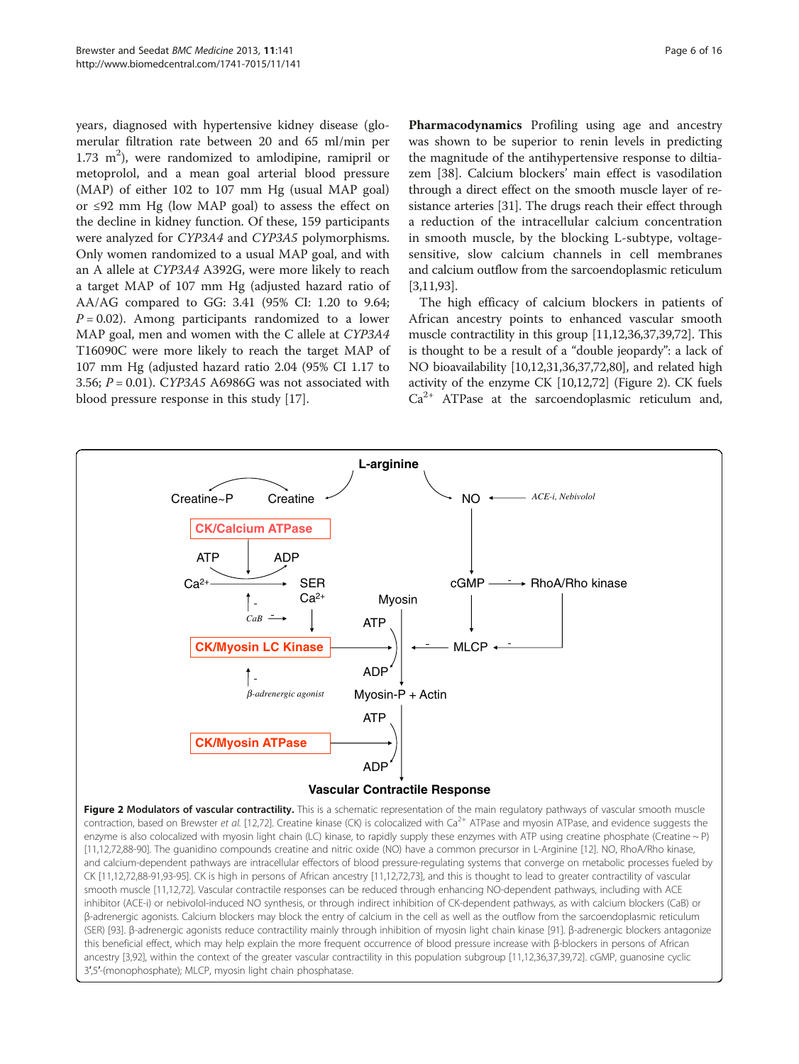years, diagnosed with hypertensive kidney disease (glomerular filtration rate between 20 and 65 ml/min per 1.73 $m^2$), were randomized to amlodipine, ramipril or metoprolol, and a mean goal arterial blood pressure (MAP) of either 102 to 107 mm Hg (usual MAP goal) or ≤92 mm Hg (low MAP goal) to assess the effect on the decline in kidney function. Of these, 159 participants were analyzed for *CYP3A4* and *CYP3A5* polymorphisms. Only women randomized to a usual MAP goal, and with an A allele at *CYP3A4* A392G, were more likely to reach a target MAP of 107 mm Hg (adjusted hazard ratio of AA/AG compared to GG: 3.41 (95% CI: 1.20 to 9.64; $P = 0.02$). Among participants randomized to a lower MAP goal, men and women with the C allele at *CYP3A4* T16090C were more likely to reach the target MAP of 107 mm Hg (adjusted hazard ratio 2.04 (95% CI 1.17 to 3.56; $P = 0.01$). *CYP3A5* A6986G was not associated with blood pressure response in this study [17].

**Pharmacodynamics** Profiling using age and ancestry was shown to be superior to renin levels in predicting the magnitude of the antihypertensive response to diltiazem [38]. Calcium blockers' main effect is vasodilation through a direct effect on the smooth muscle layer of resistance arteries [31]. The drugs reach their effect through a reduction of the intracellular calcium concentration in smooth muscle, by the blocking L-subtype, voltage-sensitive, slow calcium channels in cell membranes and calcium outflow from the sarcoendoplasmic reticulum [3,11,93].

The high efficacy of calcium blockers in patients of African ancestry points to enhanced vascular smooth muscle contractility in this group [11,12,36,37,39,72]. This is thought to be a result of a "double jeopardy": a lack of NO bioavailability [10,12,31,36,37,72,80], and related high activity of the enzyme CK [10,12,72] (Figure 2). CK fuels $Ca^{2+}$ ATPase at the sarcoendoplasmic reticulum and,

**Figure 2 Modulators of vascular contractility.** This is a schematic representation of the main regulatory pathways of vascular smooth muscle contraction, based on Brewster *et al.* [12,72]. Creatine kinase (CK) is colocalized with $Ca^{2+}$ ATPase and myosin ATPase, and evidence suggests the enzyme is also colocalized with myosin light chain (LC) kinase, to rapidly supply these enzymes with ATP using creatine phosphate (Creatine ~ P) [11,12,72,88-90]. The guanidino compounds creatine and nitric oxide (NO) have a common precursor in L-Arginine [12]. NO, RhoA/Rho kinase, and calcium-dependent pathways are intracellular effectors of blood pressure-regulating systems that converge on metabolic processes fueled by CK [11,12,72,88-91,93-95]. CK is high in persons of African ancestry [11,12,72,73], and this is thought to lead to greater contractility of vascular smooth muscle [11,12,72]. Vascular contractile responses can be reduced through enhancing NO-dependent pathways, including with ACE inhibitor (ACE-i) or nebivolol-induced NO synthesis, or through indirect inhibition of CK-dependent pathways, as with calcium blockers (CaB) or β-adrenergic agonists. Calcium blockers may block the entry of calcium in the cell as well as the outflow from the sarcoendoplasmic reticulum (SER) [93]. β-adrenergic agonists reduce contractility mainly through inhibition of myosin light chain kinase [91]. β-adrenergic blockers antagonize this beneficial effect, which may help explain the more frequent occurrence of blood pressure increase with β-blockers in persons of African ancestry [3,92], within the context of the greater vascular contractility in this population subgroup [11,12,36,37,39,72]. cGMP, guanosine cyclic 3′,5′-(monophosphate); MLCP, myosin light chain phosphatase.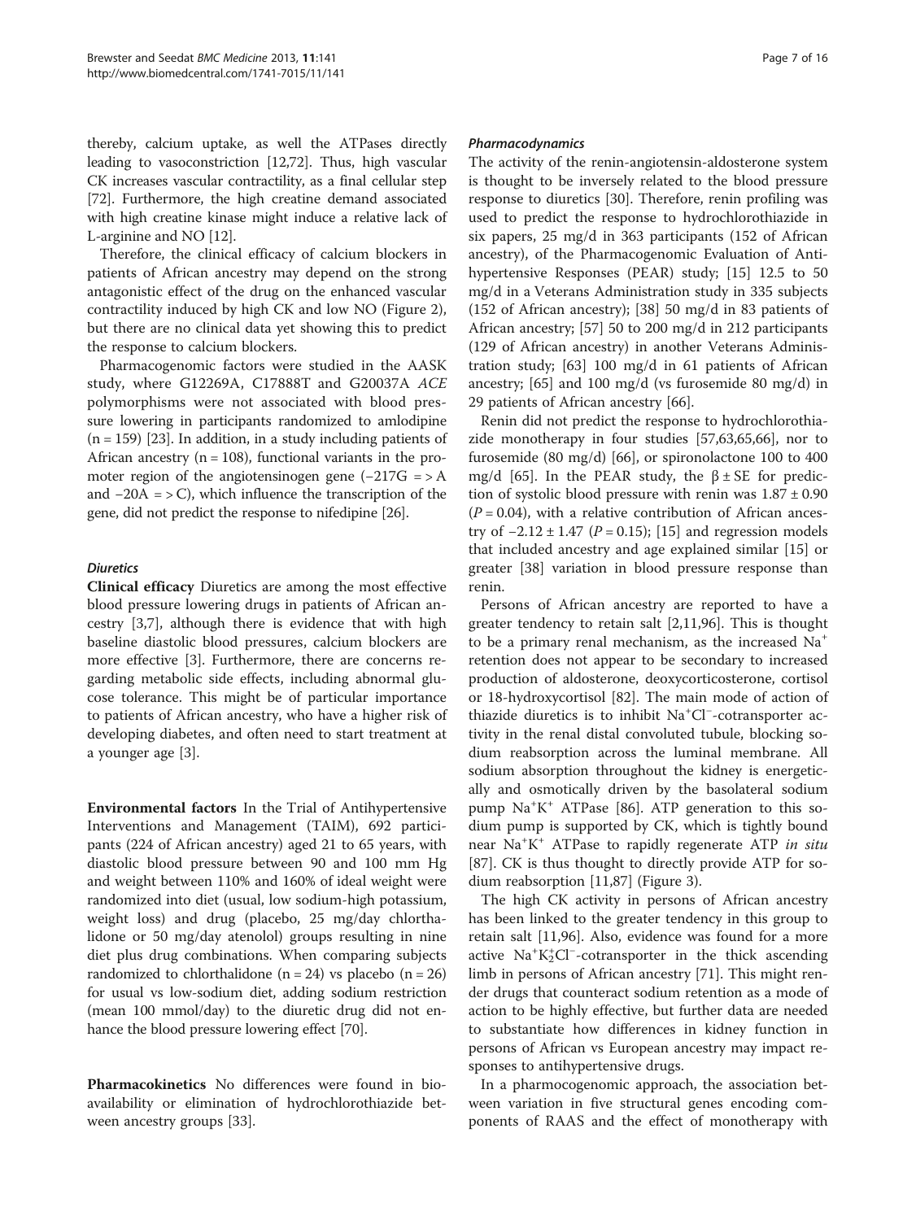thereby, calcium uptake, as well the ATPases directly leading to vasoconstriction [12,72]. Thus, high vascular CK increases vascular contractility, as a final cellular step [72]. Furthermore, the high creatine demand associated with high creatine kinase might induce a relative lack of L-arginine and NO [12].

Therefore, the clinical efficacy of calcium blockers in patients of African ancestry may depend on the strong antagonistic effect of the drug on the enhanced vascular contractility induced by high CK and low NO (Figure 2), but there are no clinical data yet showing this to predict the response to calcium blockers.

Pharmacogenomic factors were studied in the AASK study, where G12269A, C17888T and G20037A *ACE* polymorphisms were not associated with blood pressure lowering in participants randomized to amlodipine (n = 159) [23]. In addition, in a study including patients of African ancestry (n = 108), functional variants in the promoter region of the angiotensinogen gene (−217G = > A and −20A = > C), which influence the transcription of the gene, did not predict the response to nifedipine [26].

### *Diuretics*

**Clinical efficacy** Diuretics are among the most effective blood pressure lowering drugs in patients of African ancestry [3,7], although there is evidence that with high baseline diastolic blood pressures, calcium blockers are more effective [3]. Furthermore, there are concerns regarding metabolic side effects, including abnormal glucose tolerance. This might be of particular importance to patients of African ancestry, who have a higher risk of developing diabetes, and often need to start treatment at a younger age [3].

**Environmental factors** In the Trial of Antihypertensive Interventions and Management (TAIM), 692 participants (224 of African ancestry) aged 21 to 65 years, with diastolic blood pressure between 90 and 100 mm Hg and weight between 110% and 160% of ideal weight were randomized into diet (usual, low sodium-high potassium, weight loss) and drug (placebo, 25 mg/day chlorthalidone or 50 mg/day atenolol) groups resulting in nine diet plus drug combinations. When comparing subjects randomized to chlorthalidone (n = 24) vs placebo (n = 26) for usual vs low-sodium diet, adding sodium restriction (mean 100 mmol/day) to the diuretic drug did not enhance the blood pressure lowering effect [70].

**Pharmacokinetics** No differences were found in bioavailability or elimination of hydrochlorothiazide between ancestry groups [33].

#### *Pharmacodynamics*

The activity of the renin-angiotensin-aldosterone system is thought to be inversely related to the blood pressure response to diuretics [30]. Therefore, renin profiling was used to predict the response to hydrochlorothiazide in six papers, 25 mg/d in 363 participants (152 of African ancestry), of the Pharmacogenomic Evaluation of Antihypertensive Responses (PEAR) study; [15] 12.5 to 50 mg/d in a Veterans Administration study in 335 subjects (152 of African ancestry); [38] 50 mg/d in 83 patients of African ancestry; [57] 50 to 200 mg/d in 212 participants (129 of African ancestry) in another Veterans Administration study; [63] 100 mg/d in 61 patients of African ancestry; [65] and 100 mg/d (vs furosemide 80 mg/d) in 29 patients of African ancestry [66].

Renin did not predict the response to hydrochlorothiazide monotherapy in four studies [57,63,65,66], nor to furosemide (80 mg/d) [66], or spironolactone 100 to 400 mg/d [65]. In the PEAR study, the $\beta \pm SE$ for prediction of systolic blood pressure with renin was $1.87 \pm 0.90$ ($P = 0.04$), with a relative contribution of African ancestry of $-2.12 \pm 1.47$ ($P = 0.15$); [15] and regression models that included ancestry and age explained similar [15] or greater [38] variation in blood pressure response than renin.

Persons of African ancestry are reported to have a greater tendency to retain salt [2,11,96]. This is thought to be a primary renal mechanism, as the increased $Na^+$ retention does not appear to be secondary to increased production of aldosterone, deoxycorticosterone, cortisol or 18-hydroxycortisol [82]. The main mode of action of thiazide diuretics is to inhibit $Na^+Cl^-$-cotransporter activity in the renal distal convoluted tubule, blocking sodium reabsorption across the luminal membrane. All sodium absorption throughout the kidney is energetically and osmotically driven by the basolateral sodium pump $Na^+K^+$ ATPase [86]. ATP generation to this sodium pump is supported by CK, which is tightly bound near $Na^+K^+$ ATPase to rapidly regenerate ATP *in situ* [87]. CK is thus thought to directly provide ATP for sodium reabsorption [11,87] (Figure 3).

The high CK activity in persons of African ancestry has been linked to the greater tendency in this group to retain salt [11,96]. Also, evidence was found for a more active $Na^+K_2^+Cl^-$-cotransporter in the thick ascending limb in persons of African ancestry [71]. This might render drugs that counteract sodium retention as a mode of action to be highly effective, but further data are needed to substantiate how differences in kidney function in persons of African vs European ancestry may impact responses to antihypertensive drugs.

In a pharmocogenomic approach, the association between variation in five structural genes encoding components of RAAS and the effect of monotherapy with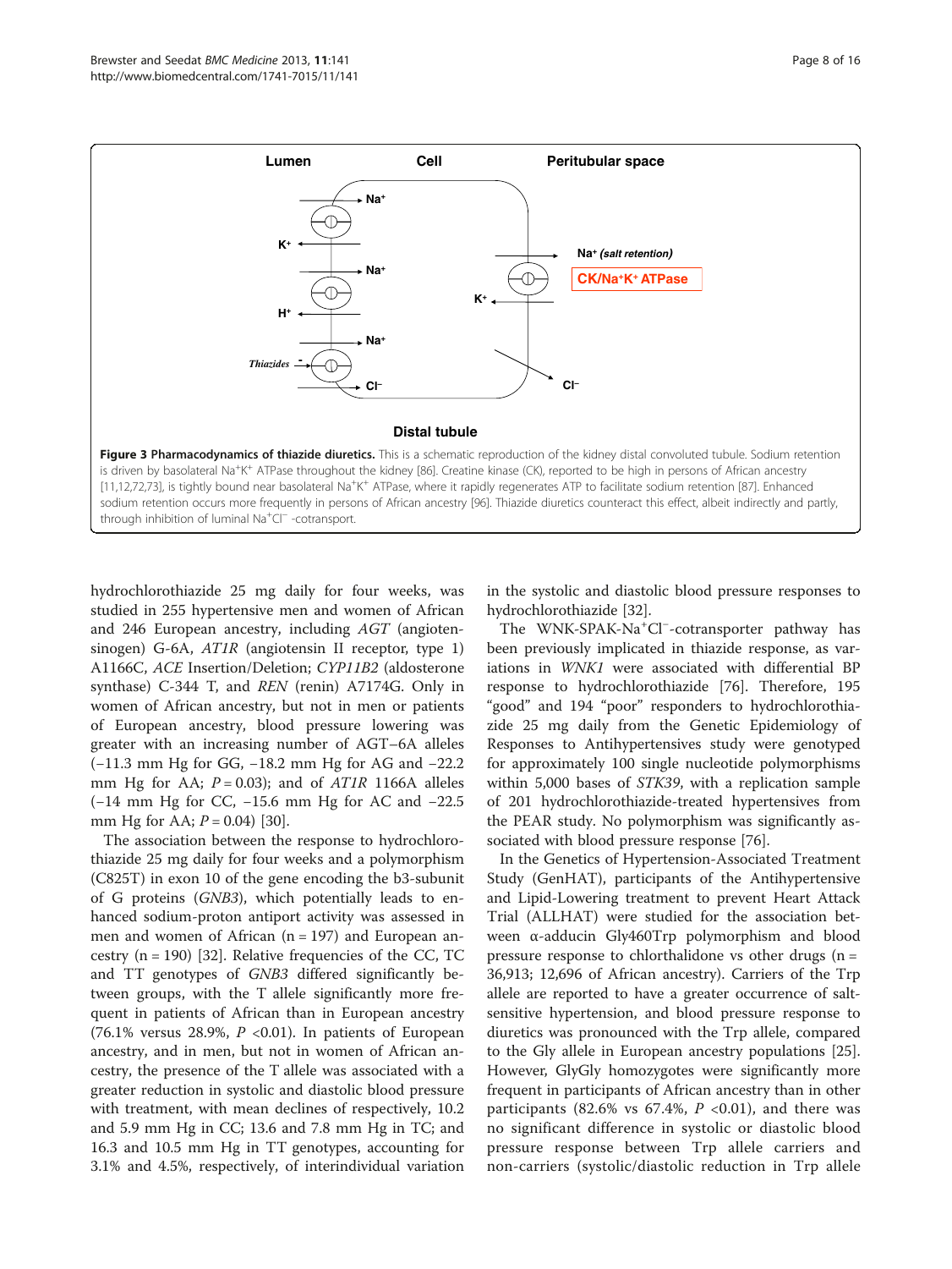**Figure 3 Pharmacodynamics of thiazide diuretics.** This is a schematic reproduction of the kidney distal convoluted tubule. Sodium retention is driven by basolateral $Na^+K^+$ ATPase throughout the kidney [86]. Creatine kinase (CK), reported to be high in persons of African ancestry [11,12,72,73], is tightly bound near basolateral $Na^+K^+$ ATPase, where it rapidly regenerates ATP to facilitate sodium retention [87]. Enhanced sodium retention occurs more frequently in persons of African ancestry [96]. Thiazide diuretics counteract this effect, albeit indirectly and partly, through inhibition of luminal $Na^+Cl^-$ -cotransport.

hydrochlorothiazide 25 mg daily for four weeks, was studied in 255 hypertensive men and women of African and 246 European ancestry, including *AGT* (angiotensinogen) G-6A, *AT1R* (angiotensin II receptor, type 1) A1166C, *ACE* Insertion/Deletion; *CYP11B2* (aldosterone synthase) C-344 T, and *REN* (renin) A7174G. Only in women of African ancestry, but not in men or patients of European ancestry, blood pressure lowering was greater with an increasing number of AGT–6A alleles (−11.3 mm Hg for GG, −18.2 mm Hg for AG and −22.2 mm Hg for AA; $P = 0.03$); and of *AT1R* 1166A alleles (−14 mm Hg for CC, −15.6 mm Hg for AC and −22.5 mm Hg for AA; $P = 0.04$) [30].

The association between the response to hydrochlorothiazide 25 mg daily for four weeks and a polymorphism (C825T) in exon 10 of the gene encoding the b3-subunit of G proteins (*GNB3*), which potentially leads to enhanced sodium-proton antiport activity was assessed in men and women of African (n = 197) and European ancestry (n = 190) [32]. Relative frequencies of the CC, TC and TT genotypes of *GNB3* differed significantly between groups, with the T allele significantly more frequent in patients of African than in European ancestry (76.1% versus 28.9%, $P < 0.01$). In patients of European ancestry, and in men, but not in women of African ancestry, the presence of the T allele was associated with a greater reduction in systolic and diastolic blood pressure with treatment, with mean declines of respectively, 10.2 and 5.9 mm Hg in CC; 13.6 and 7.8 mm Hg in TC; and 16.3 and 10.5 mm Hg in TT genotypes, accounting for 3.1% and 4.5%, respectively, of interindividual variation in the systolic and diastolic blood pressure responses to hydrochlorothiazide [32].

The WNK-SPAK-$Na^+Cl^-$-cotransporter pathway has been previously implicated in thiazide response, as variations in *WNK1* were associated with differential BP response to hydrochlorothiazide [76]. Therefore, 195 "good" and 194 "poor" responders to hydrochlorothiazide 25 mg daily from the Genetic Epidemiology of Responses to Antihypertensives study were genotyped for approximately 100 single nucleotide polymorphisms within 5,000 bases of *STK39*, with a replication sample of 201 hydrochlorothiazide-treated hypertensives from the PEAR study. No polymorphism was significantly associated with blood pressure response [76].

In the Genetics of Hypertension-Associated Treatment Study (GenHAT), participants of the Antihypertensive and Lipid-Lowering treatment to prevent Heart Attack Trial (ALLHAT) were studied for the association between α-adducin Gly460Trp polymorphism and blood pressure response to chlorthalidone vs other drugs (n = 36,913; 12,696 of African ancestry). Carriers of the Trp allele are reported to have a greater occurrence of salt-sensitive hypertension, and blood pressure response to diuretics was pronounced with the Trp allele, compared to the Gly allele in European ancestry populations [25]. However, GlyGly homozygotes were significantly more frequent in participants of African ancestry than in other participants (82.6% vs 67.4%, $P < 0.01$), and there was no significant difference in systolic or diastolic blood pressure response between Trp allele carriers and non-carriers (systolic/diastolic reduction in Trp allele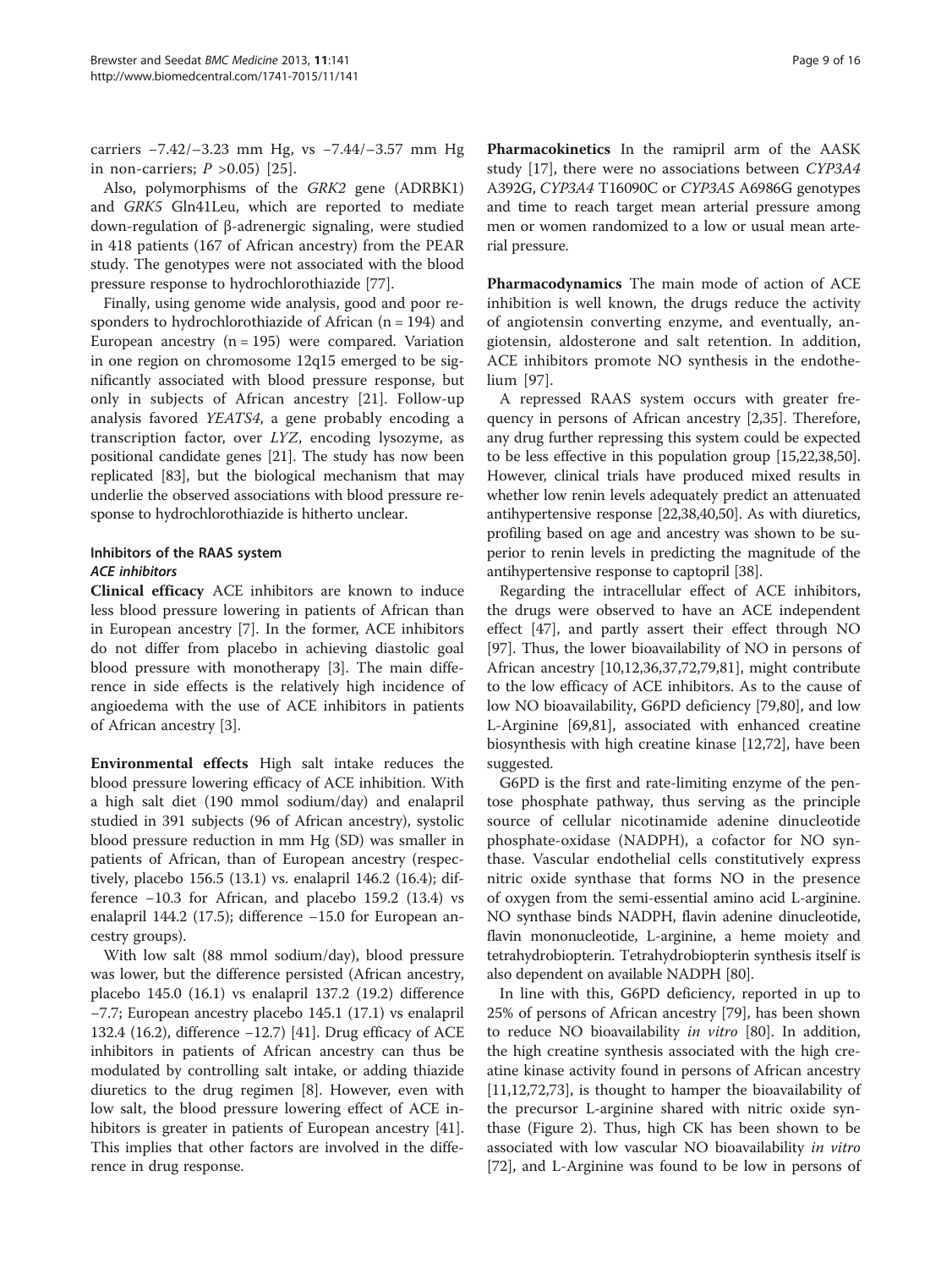carriers −7.42/−3.23 mm Hg, vs −7.44/−3.57 mm Hg in non-carriers; $P > 0.05$) [25].

Also, polymorphisms of the *GRK2* gene (ADRBK1) and *GRK5* Gln41Leu, which are reported to mediate down-regulation of β-adrenergic signaling, were studied in 418 patients (167 of African ancestry) from the PEAR study. The genotypes were not associated with the blood pressure response to hydrochlorothiazide [77].

Finally, using genome wide analysis, good and poor responders to hydrochlorothiazide of African (n = 194) and European ancestry (n = 195) were compared. Variation in one region on chromosome 12q15 emerged to be significantly associated with blood pressure response, but only in subjects of African ancestry [21]. Follow-up analysis favored *YEATS4*, a gene probably encoding a transcription factor, over *LYZ*, encoding lysozyme, as positional candidate genes [21]. The study has now been replicated [83], but the biological mechanism that may underlie the observed associations with blood pressure response to hydrochlorothiazide is hitherto unclear.

### Inhibitors of the RAAS system

#### *ACE inhibitors*

**Clinical efficacy** ACE inhibitors are known to induce less blood pressure lowering in patients of African than in European ancestry [7]. In the former, ACE inhibitors do not differ from placebo in achieving diastolic goal blood pressure with monotherapy [3]. The main difference in side effects is the relatively high incidence of angioedema with the use of ACE inhibitors in patients of African ancestry [3].

**Environmental effects** High salt intake reduces the blood pressure lowering efficacy of ACE inhibition. With a high salt diet (190 mmol sodium/day) and enalapril studied in 391 subjects (96 of African ancestry), systolic blood pressure reduction in mm Hg (SD) was smaller in patients of African, than of European ancestry (respectively, placebo 156.5 (13.1) vs. enalapril 146.2 (16.4); difference −10.3 for African, and placebo 159.2 (13.4) vs enalapril 144.2 (17.5); difference −15.0 for European ancestry groups).

With low salt (88 mmol sodium/day), blood pressure was lower, but the difference persisted (African ancestry, placebo 145.0 (16.1) vs enalapril 137.2 (19.2) difference −7.7; European ancestry placebo 145.1 (17.1) vs enalapril 132.4 (16.2), difference −12.7) [41]. Drug efficacy of ACE inhibitors in patients of African ancestry can thus be modulated by controlling salt intake, or adding thiazide diuretics to the drug regimen [8]. However, even with low salt, the blood pressure lowering effect of ACE inhibitors is greater in patients of European ancestry [41]. This implies that other factors are involved in the difference in drug response.

**Pharmacokinetics** In the ramipril arm of the AASK study [17], there were no associations between *CYP3A4* A392G, *CYP3A4* T16090C or *CYP3A5* A6986G genotypes and time to reach target mean arterial pressure among men or women randomized to a low or usual mean arterial pressure.

**Pharmacodynamics** The main mode of action of ACE inhibition is well known, the drugs reduce the activity of angiotensin converting enzyme, and eventually, angiotensin, aldosterone and salt retention. In addition, ACE inhibitors promote NO synthesis in the endothelium [97].

A repressed RAAS system occurs with greater frequency in persons of African ancestry [2,35]. Therefore, any drug further repressing this system could be expected to be less effective in this population group [15,22,38,50]. However, clinical trials have produced mixed results in whether low renin levels adequately predict an attenuated antihypertensive response [22,38,40,50]. As with diuretics, profiling based on age and ancestry was shown to be superior to renin levels in predicting the magnitude of the antihypertensive response to captopril [38].

Regarding the intracellular effect of ACE inhibitors, the drugs were observed to have an ACE independent effect [47], and partly assert their effect through NO [97]. Thus, the lower bioavailability of NO in persons of African ancestry [10,12,36,37,72,79,81], might contribute to the low efficacy of ACE inhibitors. As to the cause of low NO bioavailability, G6PD deficiency [79,80], and low L-Arginine [69,81], associated with enhanced creatine biosynthesis with high creatine kinase [12,72], have been suggested.

G6PD is the first and rate-limiting enzyme of the pentose phosphate pathway, thus serving as the principle source of cellular nicotinamide adenine dinucleotide phosphate-oxidase (NADPH), a cofactor for NO synthase. Vascular endothelial cells constitutively express nitric oxide synthase that forms NO in the presence of oxygen from the semi-essential amino acid L-arginine. NO synthase binds NADPH, flavin adenine dinucleotide, flavin mononucleotide, L-arginine, a heme moiety and tetrahydrobiopterin. Tetrahydrobiopterin synthesis itself is also dependent on available NADPH [80].

In line with this, G6PD deficiency, reported in up to 25% of persons of African ancestry [79], has been shown to reduce NO bioavailability *in vitro* [80]. In addition, the high creatine synthesis associated with the high creatine kinase activity found in persons of African ancestry [11,12,72,73], is thought to hamper the bioavailability of the precursor L-arginine shared with nitric oxide synthase (Figure 2). Thus, high CK has been shown to be associated with low vascular NO bioavailability *in vitro* [72], and L-Arginine was found to be low in persons of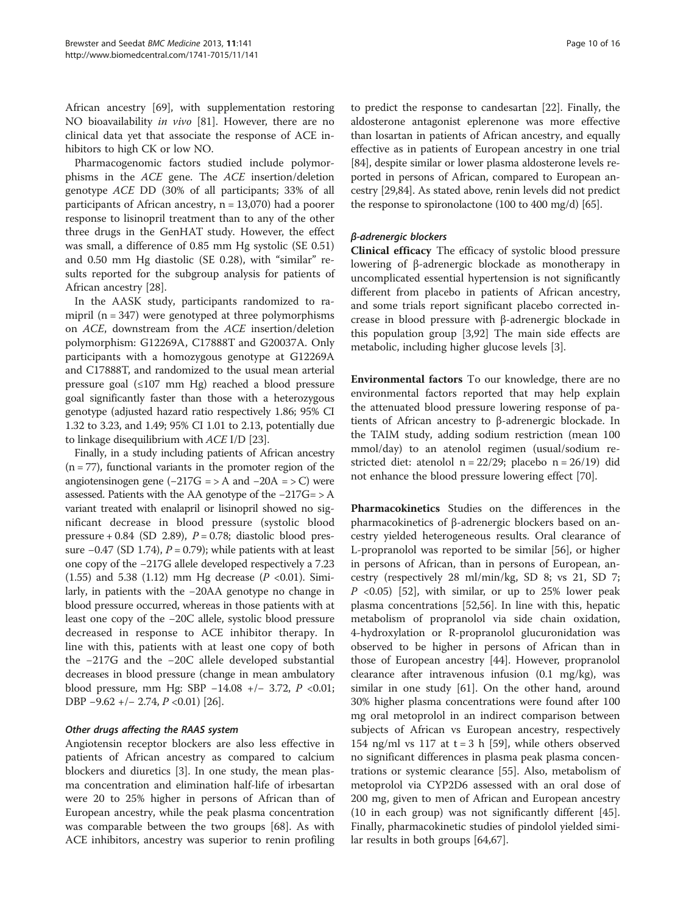African ancestry [69], with supplementation restoring NO bioavailability *in vivo* [81]. However, there are no clinical data yet that associate the response of ACE inhibitors to high CK or low NO.

Pharmacogenomic factors studied include polymorphisms in the *ACE* gene. The *ACE* insertion/deletion genotype *ACE* DD (30% of all participants; 33% of all participants of African ancestry, n = 13,070) had a poorer response to lisinopril treatment than to any of the other three drugs in the GenHAT study. However, the effect was small, a difference of 0.85 mm Hg systolic (SE 0.51) and 0.50 mm Hg diastolic (SE 0.28), with "similar" results reported for the subgroup analysis for patients of African ancestry [28].

In the AASK study, participants randomized to ramipril (n = 347) were genotyped at three polymorphisms on *ACE*, downstream from the *ACE* insertion/deletion polymorphism: G12269A, C17888T and G20037A. Only participants with a homozygous genotype at G12269A and C17888T, and randomized to the usual mean arterial pressure goal (≤107 mm Hg) reached a blood pressure goal significantly faster than those with a heterozygous genotype (adjusted hazard ratio respectively 1.86; 95% CI 1.32 to 3.23, and 1.49; 95% CI 1.01 to 2.13, potentially due to linkage disequilibrium with *ACE* I/D [23].

Finally, in a study including patients of African ancestry (n = 77), functional variants in the promoter region of the angiotensinogen gene (−217G = > A and −20A = > C) were assessed. Patients with the AA genotype of the −217G= > A variant treated with enalapril or lisinopril showed no significant decrease in blood pressure (systolic blood pressure + 0.84 (SD 2.89), *P* = 0.78; diastolic blood pressure −0.47 (SD 1.74), *P* = 0.79); while patients with at least one copy of the −217G allele developed respectively a 7.23 (1.55) and 5.38 (1.12) mm Hg decrease (*P* <0.01). Similarly, in patients with the −20AA genotype no change in blood pressure occurred, whereas in those patients with at least one copy of the −20C allele, systolic blood pressure decreased in response to ACE inhibitor therapy. In line with this, patients with at least one copy of both the −217G and the −20C allele developed substantial decreases in blood pressure (change in mean ambulatory blood pressure, mm Hg: SBP −14.08 +/− 3.72, *P* <0.01; DBP −9.62 +/− 2.74, *P* <0.01) [26].

#### *Other drugs affecting the RAAS system*

Angiotensin receptor blockers are also less effective in patients of African ancestry as compared to calcium blockers and diuretics [3]. In one study, the mean plasma concentration and elimination half-life of irbesartan were 20 to 25% higher in persons of African than of European ancestry, while the peak plasma concentration was comparable between the two groups [68]. As with ACE inhibitors, ancestry was superior to renin profiling to predict the response to candesartan [22]. Finally, the aldosterone antagonist eplerenone was more effective than losartan in patients of African ancestry, and equally effective as in patients of European ancestry in one trial [84], despite similar or lower plasma aldosterone levels reported in persons of African, compared to European ancestry [29,84]. As stated above, renin levels did not predict the response to spironolactone (100 to 400 mg/d) [65].

#### *β-adrenergic blockers*

**Clinical efficacy** The efficacy of systolic blood pressure lowering of β-adrenergic blockade as monotherapy in uncomplicated essential hypertension is not significantly different from placebo in patients of African ancestry, and some trials report significant placebo corrected increase in blood pressure with β-adrenergic blockade in this population group [3,92] The main side effects are metabolic, including higher glucose levels [3].

**Environmental factors** To our knowledge, there are no environmental factors reported that may help explain the attenuated blood pressure lowering response of patients of African ancestry to β-adrenergic blockade. In the TAIM study, adding sodium restriction (mean 100 mmol/day) to an atenolol regimen (usual/sodium restricted diet: atenolol n = 22/29; placebo n = 26/19) did not enhance the blood pressure lowering effect [70].

**Pharmacokinetics** Studies on the differences in the pharmacokinetics of β-adrenergic blockers based on ancestry yielded heterogeneous results. Oral clearance of L-propranolol was reported to be similar [56], or higher in persons of African, than in persons of European, ancestry (respectively 28 ml/min/kg, SD 8; vs 21, SD 7; *P* <0.05) [52], with similar, or up to 25% lower peak plasma concentrations [52,56]. In line with this, hepatic metabolism of propranolol via side chain oxidation, 4-hydroxylation or R-propranolol glucuronidation was observed to be higher in persons of African than in those of European ancestry [44]. However, propranolol clearance after intravenous infusion (0.1 mg/kg), was similar in one study [61]. On the other hand, around 30% higher plasma concentrations were found after 100 mg oral metoprolol in an indirect comparison between subjects of African vs European ancestry, respectively 154 ng/ml vs 117 at t = 3 h [59], while others observed no significant differences in plasma peak plasma concentrations or systemic clearance [55]. Also, metabolism of metoprolol via CYP2D6 assessed with an oral dose of 200 mg, given to men of African and European ancestry (10 in each group) was not significantly different [45]. Finally, pharmacokinetic studies of pindolol yielded similar results in both groups [64,67].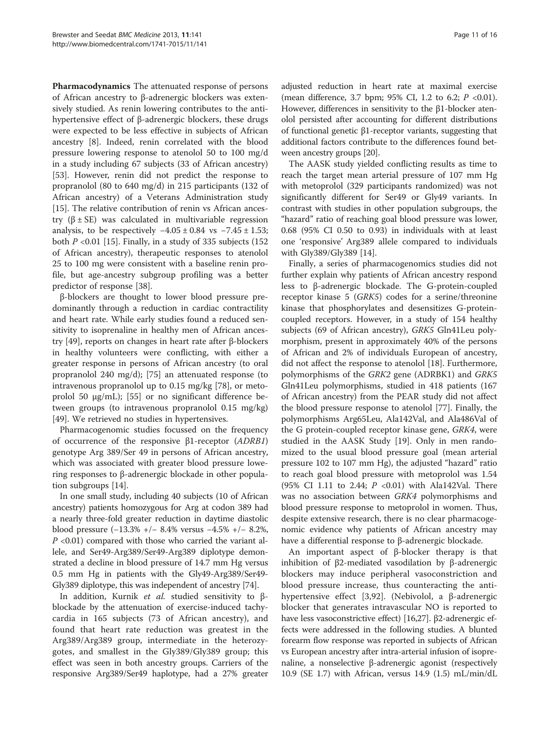**Pharmacodynamics** The attenuated response of persons of African ancestry to β-adrenergic blockers was extensively studied. As renin lowering contributes to the antihypertensive effect of β-adrenergic blockers, these drugs were expected to be less effective in subjects of African ancestry [8]. Indeed, renin correlated with the blood pressure lowering response to atenolol 50 to 100 mg/d in a study including 67 subjects (33 of African ancestry) [53]. However, renin did not predict the response to propranolol (80 to 640 mg/d) in 215 participants (132 of African ancestry) of a Veterans Administration study [15]. The relative contribution of renin vs African ancestry (β ± SE) was calculated in multivariable regression analysis, to be respectively −4.05 ± 0.84 vs −7.45 ± 1.53; both $P < 0.01$ [15]. Finally, in a study of 335 subjects (152 of African ancestry), therapeutic responses to atenolol 25 to 100 mg were consistent with a baseline renin profile, but age-ancestry subgroup profiling was a better predictor of response [38].

β-blockers are thought to lower blood pressure predominantly through a reduction in cardiac contractility and heart rate. While early studies found a reduced sensitivity to isoprenaline in healthy men of African ancestry [49], reports on changes in heart rate after β-blockers in healthy volunteers were conflicting, with either a greater response in persons of African ancestry (to oral propranolol 240 mg/d); [75] an attenuated response (to intravenous propranolol up to 0.15 mg/kg [78], or metoprolol 50 μg/mL); [55] or no significant difference between groups (to intravenous propranolol 0.15 mg/kg) [49]. We retrieved no studies in hypertensives.

Pharmacogenomic studies focussed on the frequency of occurrence of the responsive β1-receptor (*ADRB1*) genotype Arg 389/Ser 49 in persons of African ancestry, which was associated with greater blood pressure lowering responses to β-adrenergic blockade in other population subgroups [14].

In one small study, including 40 subjects (10 of African ancestry) patients homozygous for Arg at codon 389 had a nearly three-fold greater reduction in daytime diastolic blood pressure (−13.3% +/− 8.4% versus −4.5% +/− 8.2%, $P < 0.01$) compared with those who carried the variant allele, and Ser49-Arg389/Ser49-Arg389 diplotype demonstrated a decline in blood pressure of 14.7 mm Hg versus 0.5 mm Hg in patients with the Gly49-Arg389/Ser49-Gly389 diplotype, this was independent of ancestry [74].

In addition, Kurnik *et al.* studied sensitivity to β-blockade by the attenuation of exercise-induced tachycardia in 165 subjects (73 of African ancestry), and found that heart rate reduction was greatest in the Arg389/Arg389 group, intermediate in the heterozygotes, and smallest in the Gly389/Gly389 group; this effect was seen in both ancestry groups. Carriers of the responsive Arg389/Ser49 haplotype, had a 27% greater adjusted reduction in heart rate at maximal exercise (mean difference, 3.7 bpm; 95% CI, 1.2 to 6.2; $P < 0.01$). However, differences in sensitivity to the β1-blocker atenolol persisted after accounting for different distributions of functional genetic β1-receptor variants, suggesting that additional factors contribute to the differences found between ancestry groups [20].

The AASK study yielded conflicting results as time to reach the target mean arterial pressure of 107 mm Hg with metoprolol (329 participants randomized) was not significantly different for Ser49 or Gly49 variants. In contrast with studies in other population subgroups, the "hazard" ratio of reaching goal blood pressure was lower, 0.68 (95% CI 0.50 to 0.93) in individuals with at least one 'responsive' Arg389 allele compared to individuals with Gly389/Gly389 [14].

Finally, a series of pharmacogenomics studies did not further explain why patients of African ancestry respond less to β-adrenergic blockade. The G-protein-coupled receptor kinase 5 (*GRK5*) codes for a serine/threonine kinase that phosphorylates and desensitizes G-protein-coupled receptors. However, in a study of 154 healthy subjects (69 of African ancestry), *GRK5* Gln41Leu polymorphism, present in approximately 40% of the persons of African and 2% of individuals European of ancestry, did not affect the response to atenolol [18]. Furthermore, polymorphisms of the *GRK2* gene (ADRBK1) and *GRK5* Gln41Leu polymorphisms, studied in 418 patients (167 of African ancestry) from the PEAR study did not affect the blood pressure response to atenolol [77]. Finally, the polymorphisms Arg65Leu, Ala142Val, and Ala486Val of the G protein-coupled receptor kinase gene, *GRK4*, were studied in the AASK Study [19]. Only in men randomized to the usual blood pressure goal (mean arterial pressure 102 to 107 mm Hg), the adjusted "hazard" ratio to reach goal blood pressure with metoprolol was 1.54 (95% CI 1.11 to 2.44; $P < 0.01$) with Ala142Val. There was no association between *GRK4* polymorphisms and blood pressure response to metoprolol in women. Thus, despite extensive research, there is no clear pharmacogenomic evidence why patients of African ancestry may have a differential response to β-adrenergic blockade.

An important aspect of β-blocker therapy is that inhibition of β2-mediated vasodilation by β-adrenergic blockers may induce peripheral vasoconstriction and blood pressure increase, thus counteracting the antihypertensive effect [3,92]. (Nebivolol, a β-adrenergic blocker that generates intravascular NO is reported to have less vasoconstrictive effect) [16,27]. β2-adrenergic effects were addressed in the following studies. A blunted forearm flow response was reported in subjects of African vs European ancestry after intra-arterial infusion of isoprenaline, a nonselective β-adrenergic agonist (respectively 10.9 (SE 1.7) with African, versus 14.9 (1.5) mL/min/dL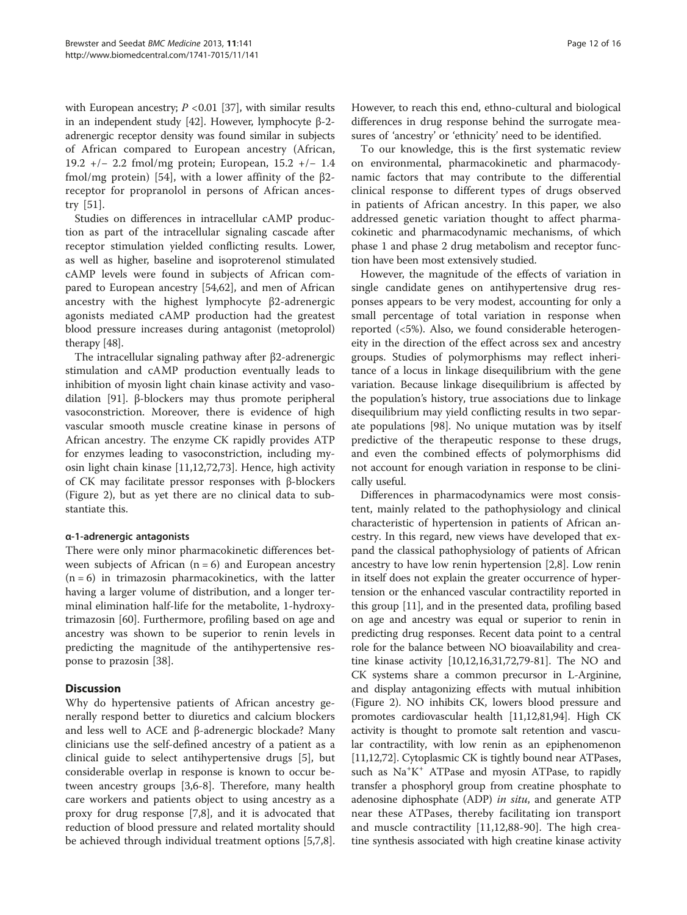with European ancestry; $P < 0.01$ [37], with similar results in an independent study [42]. However, lymphocyte β-2-adrenergic receptor density was found similar in subjects of African compared to European ancestry (African, 19.2 +/− 2.2 fmol/mg protein; European, 15.2 +/− 1.4 fmol/mg protein) [54], with a lower affinity of the β2-receptor for propranolol in persons of African ancestry [51].

Studies on differences in intracellular cAMP production as part of the intracellular signaling cascade after receptor stimulation yielded conflicting results. Lower, as well as higher, baseline and isoproterenol stimulated cAMP levels were found in subjects of African compared to European ancestry [54,62], and men of African ancestry with the highest lymphocyte β2-adrenergic agonists mediated cAMP production had the greatest blood pressure increases during antagonist (metoprolol) therapy [48].

The intracellular signaling pathway after β2-adrenergic stimulation and cAMP production eventually leads to inhibition of myosin light chain kinase activity and vasodilation [91]. β-blockers may thus promote peripheral vasoconstriction. Moreover, there is evidence of high vascular smooth muscle creatine kinase in persons of African ancestry. The enzyme CK rapidly provides ATP for enzymes leading to vasoconstriction, including myosin light chain kinase [11,12,72,73]. Hence, high activity of CK may facilitate pressor responses with β-blockers (Figure 2), but as yet there are no clinical data to substantiate this.

#### α-1-adrenergic antagonists

There were only minor pharmacokinetic differences between subjects of African (n = 6) and European ancestry (n = 6) in trimazosin pharmacokinetics, with the latter having a larger volume of distribution, and a longer terminal elimination half-life for the metabolite, 1-hydroxytrimazosin [60]. Furthermore, profiling based on age and ancestry was shown to be superior to renin levels in predicting the magnitude of the antihypertensive response to prazosin [38].

## Discussion

Why do hypertensive patients of African ancestry generally respond better to diuretics and calcium blockers and less well to ACE and β-adrenergic blockade? Many clinicians use the self-defined ancestry of a patient as a clinical guide to select antihypertensive drugs [5], but considerable overlap in response is known to occur between ancestry groups [3,6-8]. Therefore, many health care workers and patients object to using ancestry as a proxy for drug response [7,8], and it is advocated that reduction of blood pressure and related mortality should be achieved through individual treatment options [5,7,8]. However, to reach this end, ethno-cultural and biological differences in drug response behind the surrogate measures of 'ancestry' or 'ethnicity' need to be identified.

To our knowledge, this is the first systematic review on environmental, pharmacokinetic and pharmacodynamic factors that may contribute to the differential clinical response to different types of drugs observed in patients of African ancestry. In this paper, we also addressed genetic variation thought to affect pharmacokinetic and pharmacodynamic mechanisms, of which phase 1 and phase 2 drug metabolism and receptor function have been most extensively studied.

However, the magnitude of the effects of variation in single candidate genes on antihypertensive drug responses appears to be very modest, accounting for only a small percentage of total variation in response when reported (<5%). Also, we found considerable heterogeneity in the direction of the effect across sex and ancestry groups. Studies of polymorphisms may reflect inheritance of a locus in linkage disequilibrium with the gene variation. Because linkage disequilibrium is affected by the population's history, true associations due to linkage disequilibrium may yield conflicting results in two separate populations [98]. No unique mutation was by itself predictive of the therapeutic response to these drugs, and even the combined effects of polymorphisms did not account for enough variation in response to be clinically useful.

Differences in pharmacodynamics were most consistent, mainly related to the pathophysiology and clinical characteristic of hypertension in patients of African ancestry. In this regard, new views have developed that expand the classical pathophysiology of patients of African ancestry to have low renin hypertension [2,8]. Low renin in itself does not explain the greater occurrence of hypertension or the enhanced vascular contractility reported in this group [11], and in the presented data, profiling based on age and ancestry was equal or superior to renin in predicting drug responses. Recent data point to a central role for the balance between NO bioavailability and creatine kinase activity [10,12,16,31,72,79-81]. The NO and CK systems share a common precursor in L-Arginine, and display antagonizing effects with mutual inhibition (Figure 2). NO inhibits CK, lowers blood pressure and promotes cardiovascular health [11,12,81,94]. High CK activity is thought to promote salt retention and vascular contractility, with low renin as an epiphenomenon [11,12,72]. Cytoplasmic CK is tightly bound near ATPases, such as $Na^+K^+$ ATPase and myosin ATPase, to rapidly transfer a phosphoryl group from creatine phosphate to adenosine diphosphate (ADP) *in situ*, and generate ATP near these ATPases, thereby facilitating ion transport and muscle contractility [11,12,88-90]. The high creatine synthesis associated with high creatine kinase activity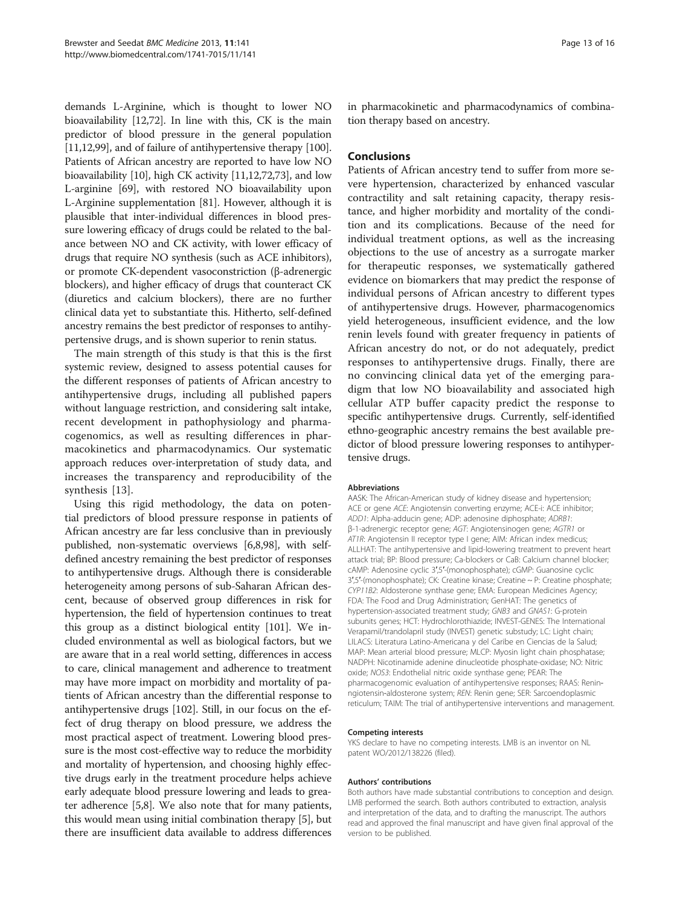demands L-Arginine, which is thought to lower NO bioavailability [12,72]. In line with this, CK is the main predictor of blood pressure in the general population [11,12,99], and of failure of antihypertensive therapy [100]. Patients of African ancestry are reported to have low NO bioavailability [10], high CK activity [11,12,72,73], and low L-arginine [69], with restored NO bioavailability upon L-Arginine supplementation [81]. However, although it is plausible that inter-individual differences in blood pressure lowering efficacy of drugs could be related to the balance between NO and CK activity, with lower efficacy of drugs that require NO synthesis (such as ACE inhibitors), or promote CK-dependent vasoconstriction (β-adrenergic blockers), and higher efficacy of drugs that counteract CK (diuretics and calcium blockers), there are no further clinical data yet to substantiate this. Hitherto, self-defined ancestry remains the best predictor of responses to antihypertensive drugs, and is shown superior to renin status.

The main strength of this study is that this is the first systemic review, designed to assess potential causes for the different responses of patients of African ancestry to antihypertensive drugs, including all published papers without language restriction, and considering salt intake, recent development in pathophysiology and pharmacogenomics, as well as resulting differences in pharmacokinetics and pharmacodynamics. Our systematic approach reduces over-interpretation of study data, and increases the transparency and reproducibility of the synthesis [13].

Using this rigid methodology, the data on potential predictors of blood pressure response in patients of African ancestry are far less conclusive than in previously published, non-systematic overviews [6,8,98], with self-defined ancestry remaining the best predictor of responses to antihypertensive drugs. Although there is considerable heterogeneity among persons of sub-Saharan African descent, because of observed group differences in risk for hypertension, the field of hypertension continues to treat this group as a distinct biological entity [101]. We included environmental as well as biological factors, but we are aware that in a real world setting, differences in access to care, clinical management and adherence to treatment may have more impact on morbidity and mortality of patients of African ancestry than the differential response to antihypertensive drugs [102]. Still, in our focus on the effect of drug therapy on blood pressure, we address the most practical aspect of treatment. Lowering blood pressure is the most cost-effective way to reduce the morbidity and mortality of hypertension, and choosing highly effective drugs early in the treatment procedure helps achieve early adequate blood pressure lowering and leads to greater adherence [5,8]. We also note that for many patients, this would mean using initial combination therapy [5], but there are insufficient data available to address differences in pharmacokinetic and pharmacodynamics of combination therapy based on ancestry.

## Conclusions

Patients of African ancestry tend to suffer from more severe hypertension, characterized by enhanced vascular contractility and salt retaining capacity, therapy resistance, and higher morbidity and mortality of the condition and its complications. Because of the need for individual treatment options, as well as the increasing objections to the use of ancestry as a surrogate marker for therapeutic responses, we systematically gathered evidence on biomarkers that may predict the response of individual persons of African ancestry to different types of antihypertensive drugs. However, pharmacogenomics yield heterogeneous, insufficient evidence, and the low renin levels found with greater frequency in patients of African ancestry do not, or do not adequately, predict responses to antihypertensive drugs. Finally, there are no convincing clinical data yet of the emerging paradigm that low NO bioavailability and associated high cellular ATP buffer capacity predict the response to specific antihypertensive drugs. Currently, self-identified ethno-geographic ancestry remains the best available predictor of blood pressure lowering responses to antihypertensive drugs.

#### Abbreviations

AASK: The African-American study of kidney disease and hypertension; ACE or gene *ACE*: Angiotensin converting enzyme; ACE-i: ACE inhibitor; *ADD1*: Alpha-adducin gene; ADP: adenosine diphosphate; *ADRB1*: β-1-adrenergic receptor gene; *AGT*: Angiotensinogen gene; *AGTR1* or *AT1R*: Angiotensin II receptor type I gene; AIM: African index medicus; ALLHAT: The antihypertensive and lipid-lowering treatment to prevent heart attack trial; BP: Blood pressure; Ca-blockers or CaB: Calcium channel blocker; cAMP: Adenosine cyclic 3′,5′-(monophosphate); cGMP: Guanosine cyclic 3′,5′-(monophosphate); CK: Creatine kinase; Creatine ~ P: Creatine phosphate; *CYP11B2*: Aldosterone synthase gene; EMA: European Medicines Agency; FDA: The Food and Drug Administration; GenHAT: The genetics of hypertension-associated treatment study; *GNB3* and *GNAS1*: G-protein subunits genes; HCT: Hydrochlorothiazide; INVEST-GENES: The International Verapamil/trandolapril study (INVEST) genetic substudy; LC: Light chain; LILACS: Literatura Latino-Americana y del Caribe en Ciencias de la Salud; MAP: Mean arterial blood pressure; MLCP: Myosin light chain phosphatase; NADPH: Nicotinamide adenine dinucleotide phosphate-oxidase; NO: Nitric oxide; *NOS3*: Endothelial nitric oxide synthase gene; PEAR: The pharmacogenomic evaluation of antihypertensive responses; RAAS: Renin-ngiotensin-aldosterone system; *REN*: Renin gene; SER: Sarcoendoplasmic reticulum; TAIM: The trial of antihypertensive interventions and management.

#### Competing interests

YKS declare to have no competing interests. LMB is an inventor on NL patent WO/2012/138226 (filed).

#### Authors' contributions

Both authors have made substantial contributions to conception and design. LMB performed the search. Both authors contributed to extraction, analysis and interpretation of the data, and to drafting the manuscript. The authors read and approved the final manuscript and have given final approval of the version to be published.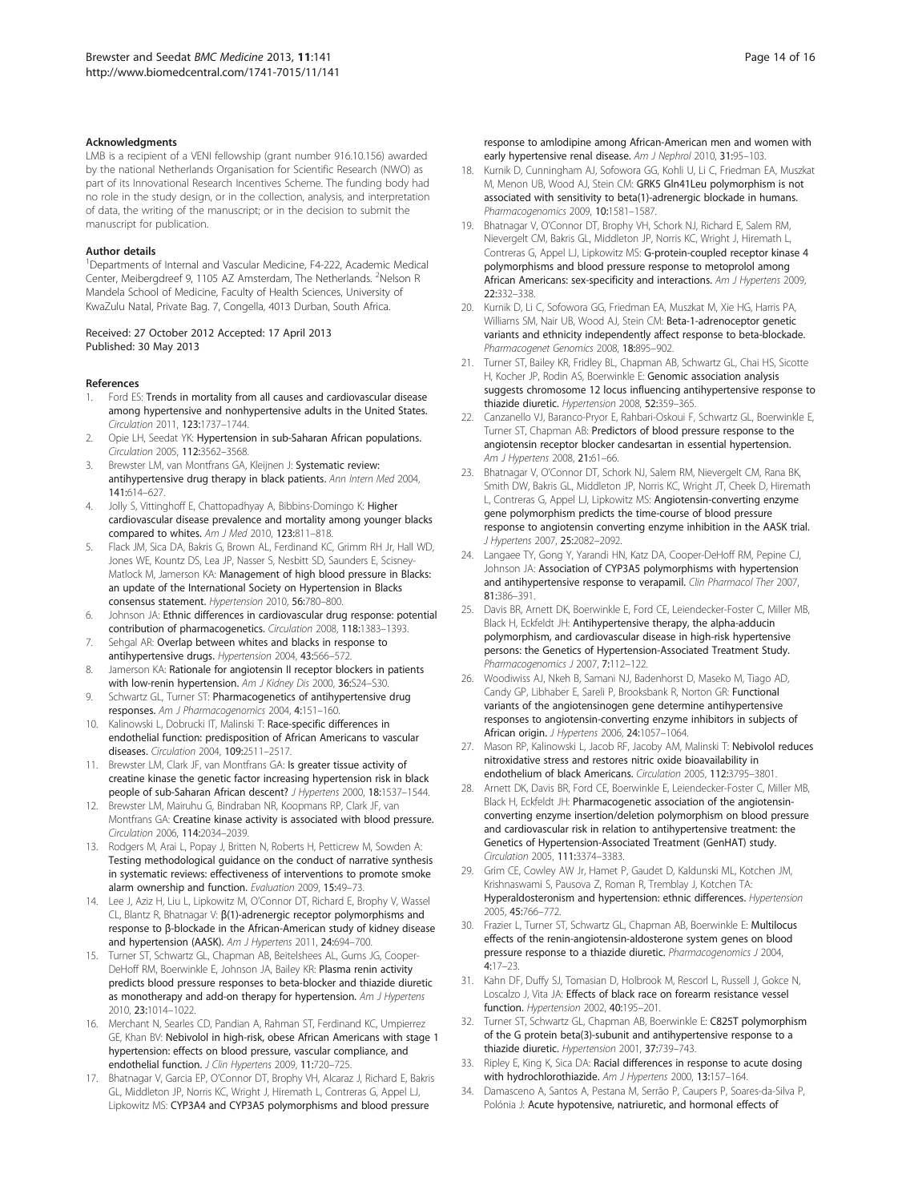## Acknowledgments

LMB is a recipient of a VENI fellowship (grant number 916.10.156) awarded by the national Netherlands Organisation for Scientific Research (NWO) as part of its Innovational Research Incentives Scheme. The funding body had no role in the study design, or in the collection, analysis, and interpretation of data, the writing of the manuscript; or in the decision to submit the manuscript for publication.

## Author details

[1]Departments of Internal and Vascular Medicine, F4-222, Academic Medical Center, Meibergdreef 9, 1105 AZ Amsterdam, The Netherlands. [2]Nelson R Mandela School of Medicine, Faculty of Health Sciences, University of KwaZulu Natal, Private Bag. 7, Congella, 4013 Durban, South Africa.

Received: 27 October 2012 Accepted: 17 April 2013
Published: 30 May 2013

## References

1. Ford ES: **Trends in mortality from all causes and cardiovascular disease among hypertensive and nonhypertensive adults in the United States.** *Circulation* 2011, **123:**1737–1744.
2. Opie LH, Seedat YK: **Hypertension in sub-Saharan African populations.** *Circulation* 2005, **112:**3562–3568.
3. Brewster LM, van Montfrans GA, Kleijnen J: **Systematic review: antihypertensive drug therapy in black patients.** *Ann Intern Med* 2004, **141:**614–627.
4. Jolly S, Vittinghoff E, Chattopadhyay A, Bibbins-Domingo K: **Higher cardiovascular disease prevalence and mortality among younger blacks compared to whites.** *Am J Med* 2010, **123:**811–818.
5. Flack JM, Sica DA, Bakris G, Brown AL, Ferdinand KC, Grimm RH Jr, Hall WD, Jones WE, Kountz DS, Lea JP, Nasser S, Nesbitt SD, Saunders E, Scisney-Matlock M, Jamerson KA: **Management of high blood pressure in Blacks: an update of the International Society on Hypertension in Blacks consensus statement.** *Hypertension* 2010, **56:**780–800.
6. Johnson JA: **Ethnic differences in cardiovascular drug response: potential contribution of pharmacogenetics.** *Circulation* 2008, **118:**1383–1393.
7. Sehgal AR: **Overlap between whites and blacks in response to antihypertensive drugs.** *Hypertension* 2004, **43:**566–572.
8. Jamerson KA: **Rationale for angiotensin II receptor blockers in patients with low-renin hypertension.** *Am J Kidney Dis* 2000, **36:**S24–S30.
9. Schwartz GL, Turner ST: **Pharmacogenetics of antihypertensive drug responses.** *Am J Pharmacogenomics* 2004, **4:**151–160.
10. Kalinowski L, Dobrucki IT, Malinski T: **Race-specific differences in endothelial function: predisposition of African Americans to vascular diseases.** *Circulation* 2004, **109:**2511–2517.
11. Brewster LM, Clark JF, van Montfrans GA: **Is greater tissue activity of creatine kinase the genetic factor increasing hypertension risk in black people of sub-Saharan African descent?** *J Hypertens* 2000, **18:**1537–1544.
12. Brewster LM, Mairuhu G, Bindraban NR, Koopmans RP, Clark JF, van Montfrans GA: **Creatine kinase activity is associated with blood pressure.** *Circulation* 2006, **114:**2034–2039.
13. Rodgers M, Arai L, Popay J, Britten N, Roberts H, Petticrew M, Sowden A: **Testing methodological guidance on the conduct of narrative synthesis in systematic reviews: effectiveness of interventions to promote smoke alarm ownership and function.** *Evaluation* 2009, **15:**49–73.
14. Lee J, Aziz H, Liu L, Lipkowitz M, O'Connor DT, Richard E, Brophy V, Wassel CL, Blantz R, Bhatnagar V: **β(1)-adrenergic receptor polymorphisms and response to β-blockade in the African-American study of kidney disease and hypertension (AASK).** *Am J Hypertens* 2011, **24:**694–700.
15. Turner ST, Schwartz GL, Chapman AB, Beitelshees AL, Gums JG, Cooper-DeHoff RM, Boerwinkle E, Johnson JA, Bailey KR: **Plasma renin activity predicts blood pressure responses to beta-blocker and thiazide diuretic as monotherapy and add-on therapy for hypertension.** *Am J Hypertens* 2010, **23:**1014–1022.
16. Merchant N, Searles CD, Pandian A, Rahman ST, Ferdinand KC, Umpierrez GE, Khan BV: **Nebivolol in high-risk, obese African Americans with stage 1 hypertension: effects on blood pressure, vascular compliance, and endothelial function.** *J Clin Hypertens* 2009, **11:**720–725.
17. Bhatnagar V, Garcia EP, O'Connor DT, Brophy VH, Alcaraz J, Richard E, Bakris GL, Middleton JP, Norris KC, Wright J, Hiremath L, Contreras G, Appel LJ, Lipkowitz MS: **CYP3A4 and CYP3A5 polymorphisms and blood pressure response to amlodipine among African-American men and women with early hypertensive renal disease.** *Am J Nephrol* 2010, **31:**95–103.
18. Kurnik D, Cunningham AJ, Sofowora GG, Kohli U, Li C, Friedman EA, Muszkat M, Menon UB, Wood AJ, Stein CM: **GRK5 Gln41Leu polymorphism is not associated with sensitivity to beta(1)-adrenergic blockade in humans.** *Pharmacogenomics* 2009, **10:**1581–1587.
19. Bhatnagar V, O'Connor DT, Brophy VH, Schork NJ, Richard E, Salem RM, Nievergelt CM, Bakris GL, Middleton JP, Norris KC, Wright J, Hiremath L, Contreras G, Appel LJ, Lipkowitz MS: **G-protein-coupled receptor kinase 4 polymorphisms and blood pressure response to metoprolol among African Americans: sex-specificity and interactions.** *Am J Hypertens* 2009, **22:**332–338.
20. Kurnik D, Li C, Sofowora GG, Friedman EA, Muszkat M, Xie HG, Harris PA, Williams SM, Nair UB, Wood AJ, Stein CM: **Beta-1-adrenoceptor genetic variants and ethnicity independently affect response to beta-blockade.** *Pharmacogenet Genomics* 2008, **18:**895–902.
21. Turner ST, Bailey KR, Fridley BL, Chapman AB, Schwartz GL, Chai HS, Sicotte H, Kocher JP, Rodin AS, Boerwinkle E: **Genomic association analysis suggests chromosome 12 locus influencing antihypertensive response to thiazide diuretic.** *Hypertension* 2008, **52:**359–365.
22. Canzanello VJ, Baranco-Pryor E, Rahbari-Oskoui F, Schwartz GL, Boerwinkle E, Turner ST, Chapman AB: **Predictors of blood pressure response to the angiotensin receptor blocker candesartan in essential hypertension.** *Am J Hypertens* 2008, **21:**61–66.
23. Bhatnagar V, O'Connor DT, Schork NJ, Salem RM, Nievergelt CM, Rana BK, Smith DW, Bakris GL, Middleton JP, Norris KC, Wright JT, Cheek D, Hiremath L, Contreras G, Appel LJ, Lipkowitz MS: **Angiotensin-converting enzyme gene polymorphism predicts the time-course of blood pressure response to angiotensin converting enzyme inhibition in the AASK trial.** *J Hypertens* 2007, **25:**2082–2092.
24. Langaee TY, Gong Y, Yarandi HN, Katz DA, Cooper-DeHoff RM, Pepine CJ, Johnson JA: **Association of CYP3A5 polymorphisms with hypertension and antihypertensive response to verapamil.** *Clin Pharmacol Ther* 2007, **81:**386–391.
25. Davis BR, Arnett DK, Boerwinkle E, Ford CE, Leiendecker-Foster C, Miller MB, Black H, Eckfeldt JH: **Antihypertensive therapy, the alpha-adducin polymorphism, and cardiovascular disease in high-risk hypertensive persons: the Genetics of Hypertension-Associated Treatment Study.** *Pharmacogenomics J* 2007, **7:**112–122.
26. Woodiwiss AJ, Nkeh B, Samani NJ, Badenhorst D, Maseko M, Tiago AD, Candy GP, Libhaber E, Sareli P, Brooksbank R, Norton GR: **Functional variants of the angiotensinogen gene determine antihypertensive responses to angiotensin-converting enzyme inhibitors in subjects of African origin.** *J Hypertens* 2006, **24:**1057–1064.
27. Mason RP, Kalinowski L, Jacob RF, Jacoby AM, Malinski T: **Nebivolol reduces nitroxidative stress and restores nitric oxide bioavailability in endothelium of black Americans.** *Circulation* 2005, **112:**3795–3801.
28. Arnett DK, Davis BR, Ford CE, Boerwinkle E, Leiendecker-Foster C, Miller MB, Black H, Eckfeldt JH: **Pharmacogenetic association of the angiotensin-converting enzyme insertion/deletion polymorphism on blood pressure and cardiovascular risk in relation to antihypertensive treatment: the Genetics of Hypertension-Associated Treatment (GenHAT) study.** *Circulation* 2005, **111:**3374–3383.
29. Grim CE, Cowley AW Jr, Hamet P, Gaudet D, Kaldunski ML, Kotchen JM, Krishnaswami S, Pausova Z, Roman R, Tremblay J, Kotchen TA: **Hyperaldosteronism and hypertension: ethnic differences.** *Hypertension* 2005, **45:**766–772.
30. Frazier L, Turner ST, Schwartz GL, Chapman AB, Boerwinkle E: **Multilocus effects of the renin-angiotensin-aldosterone system genes on blood pressure response to a thiazide diuretic.** *Pharmacogenomics J* 2004, **4:**17–23.
31. Kahn DF, Duffy SJ, Tomasian D, Holbrook M, Rescorl L, Russell J, Gokce N, Loscalzo J, Vita JA: **Effects of black race on forearm resistance vessel function.** *Hypertension* 2002, **40:**195–201.
32. Turner ST, Schwartz GL, Chapman AB, Boerwinkle E: **C825T polymorphism of the G protein beta(3)-subunit and antihypertensive response to a thiazide diuretic.** *Hypertension* 2001, **37:**739–743.
33. Ripley E, King K, Sica DA: **Racial differences in response to acute dosing with hydrochlorothiazide.** *Am J Hypertens* 2000, **13:**157–164.
34. Damasceno A, Santos A, Pestana M, Serrão P, Caupers P, Soares-da-Silva P, Polónia J: **Acute hypotensive, natriuretic, and hormonal effects of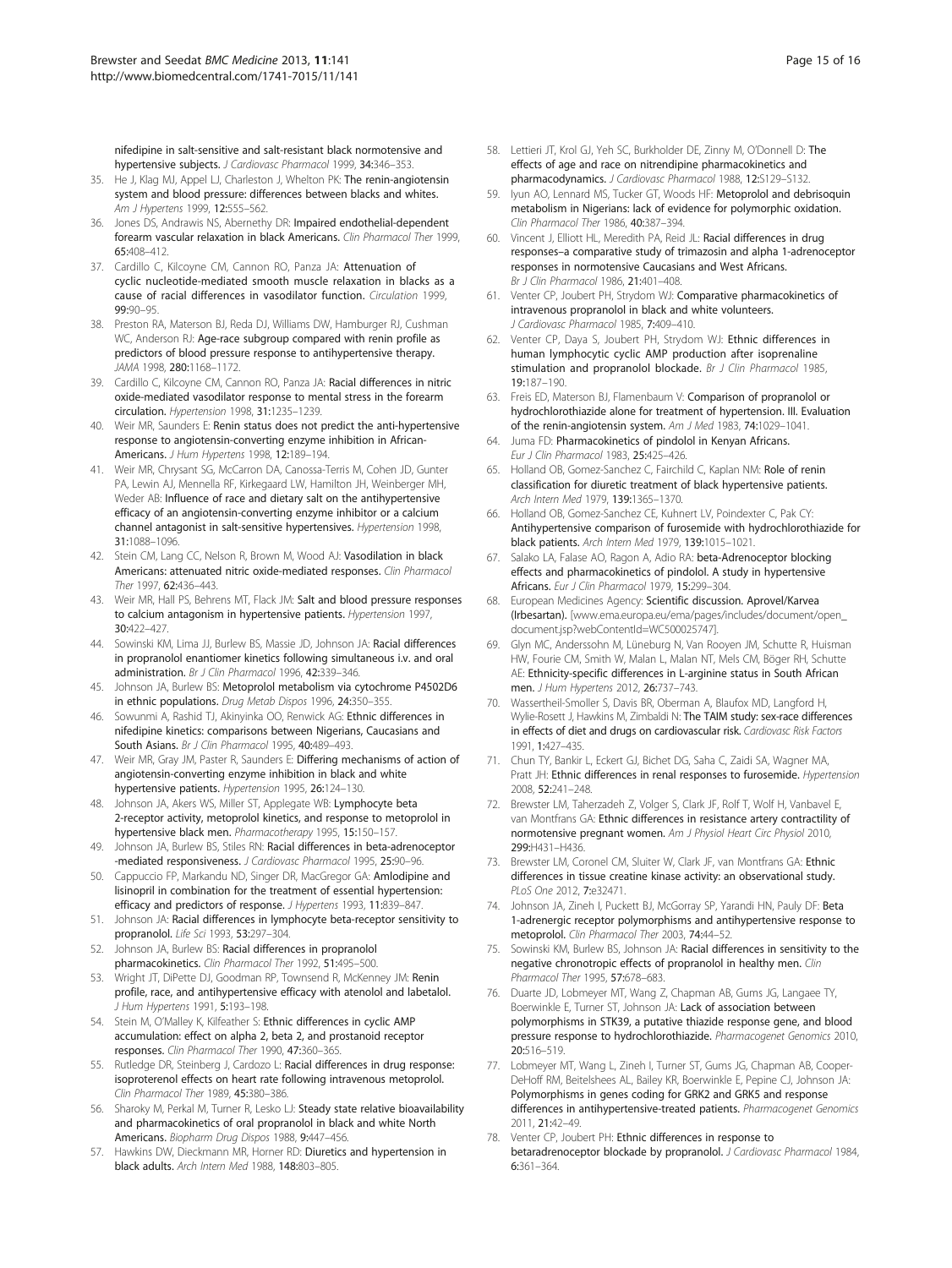nifedipine in salt-sensitive and salt-resistant black normotensive and hypertensive subjects. *J Cardiovasc Pharmacol* 1999, **34**:346–353.

35. He J, Klag MJ, Appel LJ, Charleston J, Whelton PK: **The renin-angiotensin system and blood pressure: differences between blacks and whites.** *Am J Hypertens* 1999, **12**:555–562.
36. Jones DS, Andrawis NS, Abernethy DR: **Impaired endothelial-dependent forearm vascular relaxation in black Americans.** *Clin Pharmacol Ther* 1999, **65**:408–412.
37. Cardillo C, Kilcoyne CM, Cannon RO, Panza JA: **Attenuation of cyclic nucleotide-mediated smooth muscle relaxation in blacks as a cause of racial differences in vasodilator function.** *Circulation* 1999, **99**:90–95.
38. Preston RA, Materson BJ, Reda DJ, Williams DW, Hamburger RJ, Cushman WC, Anderson RJ: **Age-race subgroup compared with renin profile as predictors of blood pressure response to antihypertensive therapy.** *JAMA* 1998, **280**:1168–1172.
39. Cardillo C, Kilcoyne CM, Cannon RO, Panza JA: **Racial differences in nitric oxide-mediated vasodilator response to mental stress in the forearm circulation.** *Hypertension* 1998, **31**:1235–1239.
40. Weir MR, Saunders E: **Renin status does not predict the anti-hypertensive response to angiotensin-converting enzyme inhibition in African-Americans.** *J Hum Hypertens* 1998, **12**:189–194.
41. Weir MR, Chrysant SG, McCarron DA, Canossa-Terris M, Cohen JD, Gunter PA, Lewin AJ, Mennella RF, Kirkegaard LW, Hamilton JH, Weinberger MH, Weder AB: **Influence of race and dietary salt on the antihypertensive efficacy of an angiotensin-converting enzyme inhibitor or a calcium channel antagonist in salt-sensitive hypertensives.** *Hypertension* 1998, **31**:1088–1096.
42. Stein CM, Lang CC, Nelson R, Brown M, Wood AJ: **Vasodilation in black Americans: attenuated nitric oxide-mediated responses.** *Clin Pharmacol Ther* 1997, **62**:436–443.
43. Weir MR, Hall PS, Behrens MT, Flack JM: **Salt and blood pressure responses to calcium antagonism in hypertensive patients.** *Hypertension* 1997, **30**:422–427.
44. Sowinski KM, Lima JJ, Burlew BS, Massie JD, Johnson JA: **Racial differences in propranolol enantiomer kinetics following simultaneous i.v. and oral administration.** *Br J Clin Pharmacol* 1996, **42**:339–346.
45. Johnson JA, Burlew BS: **Metoprolol metabolism via cytochrome P4502D6 in ethnic populations.** *Drug Metab Dispos* 1996, **24**:350–355.
46. Sowunmi A, Rashid TJ, Akinyinka OO, Renwick AG: **Ethnic differences in nifedipine kinetics: comparisons between Nigerians, Caucasians and South Asians.** *Br J Clin Pharmacol* 1995, **40**:489–493.
47. Weir MR, Gray JM, Paster R, Saunders E: **Differing mechanisms of action of angiotensin-converting enzyme inhibition in black and white hypertensive patients.** *Hypertension* 1995, **26**:124–130.
48. Johnson JA, Akers WS, Miller ST, Applegate WB: **Lymphocyte beta 2-receptor activity, metoprolol kinetics, and response to metoprolol in hypertensive black men.** *Pharmacotherapy* 1995, **15**:150–157.
49. Johnson JA, Burlew BS, Stiles RN: **Racial differences in beta-adrenoceptor -mediated responsiveness.** *J Cardiovasc Pharmacol* 1995, **25**:90–96.
50. Cappuccio FP, Markandu ND, Singer DR, MacGregor GA: **Amlodipine and lisinopril in combination for the treatment of essential hypertension: efficacy and predictors of response.** *J Hypertens* 1993, **11**:839–847.
51. Johnson JA: **Racial differences in lymphocyte beta-receptor sensitivity to propranolol.** *Life Sci* 1993, **53**:297–304.
52. Johnson JA, Burlew BS: **Racial differences in propranolol pharmacokinetics.** *Clin Pharmacol Ther* 1992, **51**:495–500.
53. Wright JT, DiPette DJ, Goodman RP, Townsend R, McKenney JM: **Renin profile, race, and antihypertensive efficacy with atenolol and labetalol.** *J Hum Hypertens* 1991, **5**:193–198.
54. Stein M, O'Malley K, Kilfeather S: **Ethnic differences in cyclic AMP accumulation: effect on alpha 2, beta 2, and prostanoid receptor responses.** *Clin Pharmacol Ther* 1990, **47**:360–365.
55. Rutledge DR, Steinberg J, Cardozo L: **Racial differences in drug response: isoproterenol effects on heart rate following intravenous metoprolol.** *Clin Pharmacol Ther* 1989, **45**:380–386.
56. Sharoky M, Perkal M, Turner R, Lesko LJ: **Steady state relative bioavailability and pharmacokinetics of oral propranolol in black and white North Americans.** *Biopharm Drug Dispos* 1988, **9**:447–456.
57. Hawkins DW, Dieckmann MR, Horner RD: **Diuretics and hypertension in black adults.** *Arch Intern Med* 1988, **148**:803–805.
58. Lettieri JT, Krol GJ, Yeh SC, Burkholder DE, Zinny M, O'Donnell D: **The effects of age and race on nitrendipine pharmacokinetics and pharmacodynamics.** *J Cardiovasc Pharmacol* 1988, **12**:S129–S132.
59. Iyun AO, Lennard MS, Tucker GT, Woods HF: **Metoprolol and debrisoquin metabolism in Nigerians: lack of evidence for polymorphic oxidation.** *Clin Pharmacol Ther* 1986, **40**:387–394.
60. Vincent J, Elliott HL, Meredith PA, Reid JL: **Racial differences in drug responses–a comparative study of trimazosin and alpha 1-adrenoceptor responses in normotensive Caucasians and West Africans.** *Br J Clin Pharmacol* 1986, **21**:401–408.
61. Venter CP, Joubert PH, Strydom WJ: **Comparative pharmacokinetics of intravenous propranolol in black and white volunteers.** *J Cardiovasc Pharmacol* 1985, **7**:409–410.
62. Venter CP, Daya S, Joubert PH, Strydom WJ: **Ethnic differences in human lymphocytic cyclic AMP production after isoprenaline stimulation and propranolol blockade.** *Br J Clin Pharmacol* 1985, **19**:187–190.
63. Freis ED, Materson BJ, Flamenbaum V: **Comparison of propranolol or hydrochlorothiazide alone for treatment of hypertension. III. Evaluation of the renin-angiotensin system.** *Am J Med* 1983, **74**:1029–1041.
64. Juma FD: **Pharmacokinetics of pindolol in Kenyan Africans.** *Eur J Clin Pharmacol* 1983, **25**:425–426.
65. Holland OB, Gomez-Sanchez C, Fairchild C, Kaplan NM: **Role of renin classification for diuretic treatment of black hypertensive patients.** *Arch Intern Med* 1979, **139**:1365–1370.
66. Holland OB, Gomez-Sanchez CE, Kuhnert LV, Poindexter C, Pak CY: **Antihypertensive comparison of furosemide with hydrochlorothiazide for black patients.** *Arch Intern Med* 1979, **139**:1015–1021.
67. Salako LA, Falase AO, Ragon A, Adio RA: **beta-Adrenoceptor blocking effects and pharmacokinetics of pindolol. A study in hypertensive Africans.** *Eur J Clin Pharmacol* 1979, **15**:299–304.
68. European Medicines Agency: **Scientific discussion. Aprovel/Karvea (Irbesartan).** [www.ema.europa.eu/ema/pages/includes/document/open_document.jsp?webContentId=WC500025747].
69. Glyn MC, Anderssohn M, Lüneburg N, Van Rooyen JM, Schutte R, Huisman HW, Fourie CM, Smith W, Malan L, Malan NT, Mels CM, Böger RH, Schutte AE: **Ethnicity-specific differences in L-arginine status in South African men.** *J Hum Hypertens* 2012, **26**:737–743.
70. Wassertheil-Smoller S, Davis BR, Oberman A, Blaufox MD, Langford H, Wylie-Rosett J, Hawkins M, Zimbaldi N: **The TAIM study: sex-race differences in effects of diet and drugs on cardiovascular risk.** *Cardiovasc Risk Factors* 1991, **1**:427–435.
71. Chun TY, Bankir L, Eckert GJ, Bichet DG, Saha C, Zaidi SA, Wagner MA, Pratt JH: **Ethnic differences in renal responses to furosemide.** *Hypertension* 2008, **52**:241–248.
72. Brewster LM, Taherzadeh Z, Volger S, Clark JF, Rolf T, Wolf H, Vanbavel E, van Montfrans GA: **Ethnic differences in resistance artery contractility of normotensive pregnant women.** *Am J Physiol Heart Circ Physiol* 2010, **299**:H431–H436.
73. Brewster LM, Coronel CM, Sluiter W, Clark JF, van Montfrans GA: **Ethnic differences in tissue creatine kinase activity: an observational study.** *PLoS One* 2012, **7**:e32471.
74. Johnson JA, Zineh I, Puckett BJ, McGorray SP, Yarandi HN, Pauly DF: **Beta 1-adrenergic receptor polymorphisms and antihypertensive response to metoprolol.** *Clin Pharmacol Ther* 2003, **74**:44–52.
75. Sowinski KM, Burlew BS, Johnson JA: **Racial differences in sensitivity to the negative chronotropic effects of propranolol in healthy men.** *Clin Pharmacol Ther* 1995, **57**:678–683.
76. Duarte JD, Lobmeyer MT, Wang Z, Chapman AB, Gums JG, Langaee TY, Boerwinkle E, Turner ST, Johnson JA: **Lack of association between polymorphisms in STK39, a putative thiazide response gene, and blood pressure response to hydrochlorothiazide.** *Pharmacogenet Genomics* 2010, **20**:516–519.
77. Lobmeyer MT, Wang L, Zineh I, Turner ST, Gums JG, Chapman AB, Cooper-DeHoff RM, Beitelshees AL, Bailey KR, Boerwinkle E, Pepine CJ, Johnson JA: **Polymorphisms in genes coding for GRK2 and GRK5 and response differences in antihypertensive-treated patients.** *Pharmacogenet Genomics* 2011, **21**:42–49.
78. Venter CP, Joubert PH: **Ethnic differences in response to betaradrenoceptor blockade by propranolol.** *J Cardiovasc Pharmacol* 1984, **6**:361–364.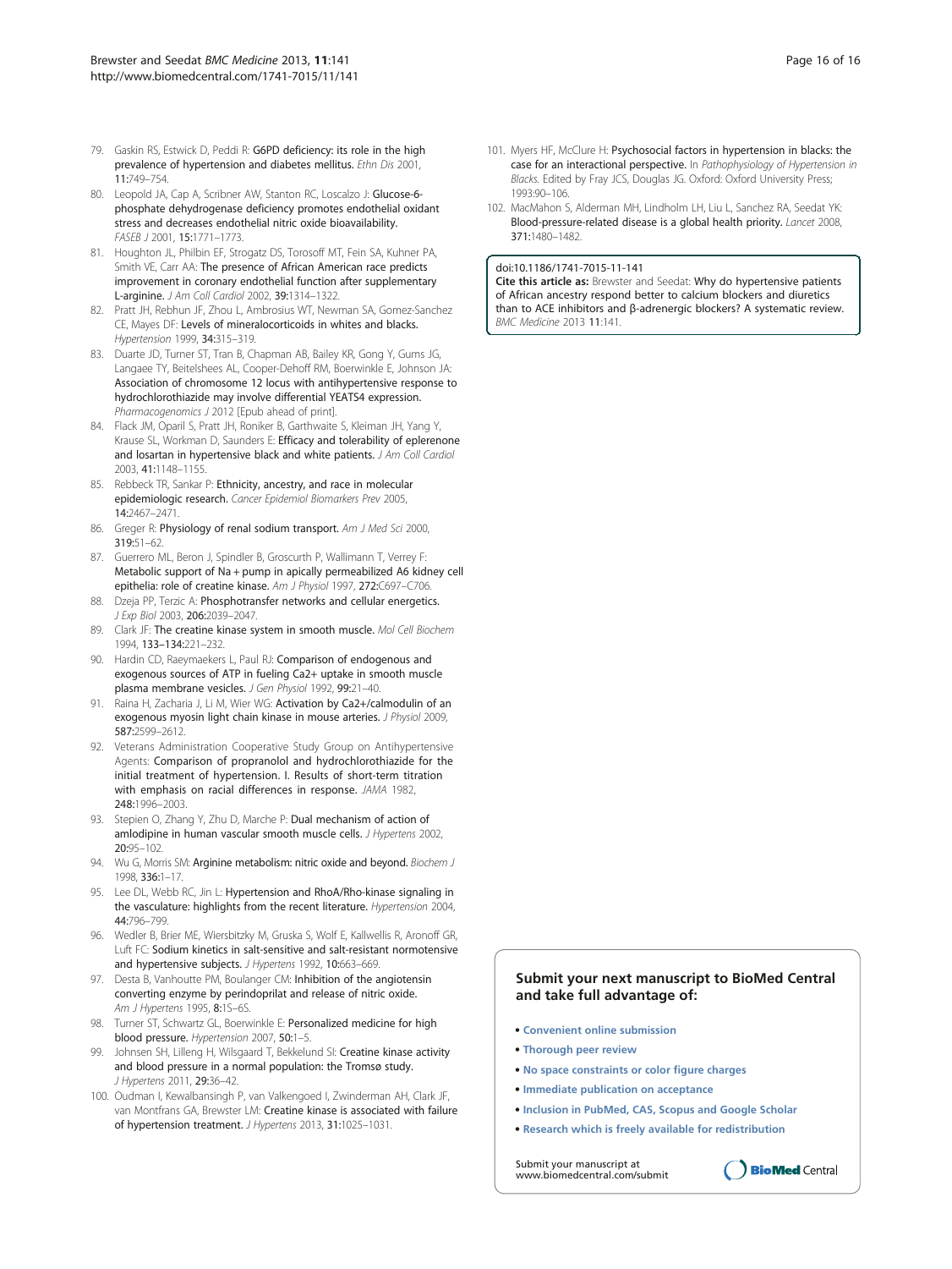79. Gaskin RS, Estwick D, Peddi R: **G6PD deficiency: its role in the high prevalence of hypertension and diabetes mellitus.** *Ethn Dis* 2001, **11**:749–754.
80. Leopold JA, Cap A, Scribner AW, Stanton RC, Loscalzo J: **Glucose-6-phosphate dehydrogenase deficiency promotes endothelial oxidant stress and decreases endothelial nitric oxide bioavailability.** *FASEB J* 2001, **15**:1771–1773.
81. Houghton JL, Philbin EF, Strogatz DS, Torosoff MT, Fein SA, Kuhner PA, Smith VE, Carr AA: **The presence of African American race predicts improvement in coronary endothelial function after supplementary L-arginine.** *J Am Coll Cardiol* 2002, **39**:1314–1322.
82. Pratt JH, Rebhun JF, Zhou L, Ambrosius WT, Newman SA, Gomez-Sanchez CE, Mayes DF: **Levels of mineralocorticoids in whites and blacks.** *Hypertension* 1999, **34**:315–319.
83. Duarte JD, Turner ST, Tran B, Chapman AB, Bailey KR, Gong Y, Gums JG, Langaee TY, Beitelshees AL, Cooper-Dehoff RM, Boerwinkle E, Johnson JA: **Association of chromosome 12 locus with antihypertensive response to hydrochlorothiazide may involve differential YEATS4 expression.** *Pharmacogenomics J* 2012 [Epub ahead of print].
84. Flack JM, Oparil S, Pratt JH, Roniker B, Garthwaite S, Kleiman JH, Yang Y, Krause SL, Workman D, Saunders E: **Efficacy and tolerability of eplerenone and losartan in hypertensive black and white patients.** *J Am Coll Cardiol* 2003, **41**:1148–1155.
85. Rebbeck TR, Sankar P: **Ethnicity, ancestry, and race in molecular epidemiologic research.** *Cancer Epidemiol Biomarkers Prev* 2005, **14**:2467–2471.
86. Greger R: **Physiology of renal sodium transport.** *Am J Med Sci* 2000, **319**:51–62.
87. Guerrero ML, Beron J, Spindler B, Groscurth P, Wallimann T, Verrey F: **Metabolic support of Na + pump in apically permeabilized A6 kidney cell epithelia: role of creatine kinase.** *Am J Physiol* 1997, **272**:C697–C706.
88. Dzeja PP, Terzic A: **Phosphotransfer networks and cellular energetics.** *J Exp Biol* 2003, **206**:2039–2047.
89. Clark JF: **The creatine kinase system in smooth muscle.** *Mol Cell Biochem* 1994, **133–134**:221–232.
90. Hardin CD, Raeymaekers L, Paul RJ: **Comparison of endogenous and exogenous sources of ATP in fueling Ca2+ uptake in smooth muscle plasma membrane vesicles.** *J Gen Physiol* 1992, **99**:21–40.
91. Raina H, Zacharia J, Li M, Wier WG: **Activation by Ca2+/calmodulin of an exogenous myosin light chain kinase in mouse arteries.** *J Physiol* 2009, **587**:2599–2612.
92. Veterans Administration Cooperative Study Group on Antihypertensive Agents: **Comparison of propranolol and hydrochlorothiazide for the initial treatment of hypertension. I. Results of short-term titration with emphasis on racial differences in response.** *JAMA* 1982, **248**:1996–2003.
93. Stepien O, Zhang Y, Zhu D, Marche P: **Dual mechanism of action of amlodipine in human vascular smooth muscle cells.** *J Hypertens* 2002, **20**:95–102.
94. Wu G, Morris SM: **Arginine metabolism: nitric oxide and beyond.** *Biochem J* 1998, **336**:1–17.
95. Lee DL, Webb RC, Jin L: **Hypertension and RhoA/Rho-kinase signaling in the vasculature: highlights from the recent literature.** *Hypertension* 2004, **44**:796–799.
96. Wedler B, Brier ME, Wiersbitzky M, Gruska S, Wolf E, Kallwellis R, Aronoff GR, Luft FC: **Sodium kinetics in salt-sensitive and salt-resistant normotensive and hypertensive subjects.** *J Hypertens* 1992, **10**:663–669.
97. Desta B, Vanhoutte PM, Boulanger CM: **Inhibition of the angiotensin converting enzyme by perindoprilat and release of nitric oxide.** *Am J Hypertens* 1995, **8**:1S–6S.
98. Turner ST, Schwartz GL, Boerwinkle E: **Personalized medicine for high blood pressure.** *Hypertension* 2007, **50**:1–5.
99. Johnsen SH, Lilleng H, Wilsgaard T, Bekkelund SI: **Creatine kinase activity and blood pressure in a normal population: the Tromsø study.** *J Hypertens* 2011, **29**:36–42.
100. Oudman I, Kewalbansingh P, van Valkengoed I, Zwinderman AH, Clark JF, van Montfrans GA, Brewster LM: **Creatine kinase is associated with failure of hypertension treatment.** *J Hypertens* 2013, **31**:1025–1031.
101. Myers HF, McClure H: **Psychosocial factors in hypertension in blacks: the case for an interactional perspective.** In *Pathophysiology of Hypertension in Blacks.* Edited by Fray JCS, Douglas JG. Oxford: Oxford University Press; 1993:90–106.
102. MacMahon S, Alderman MH, Lindholm LH, Liu L, Sanchez RA, Seedat YK: **Blood-pressure-related disease is a global health priority.** *Lancet* 2008, **371**:1480–1482.

doi:10.1186/1741-7015-11-141

**Cite this article as:** Brewster and Seedat: Why do hypertensive patients of African ancestry respond better to calcium blockers and diuretics than to ACE inhibitors and β-adrenergic blockers? A systematic review. *BMC Medicine* 2013 **11**:141.

**Submit your next manuscript to BioMed Central and take full advantage of:**

- **Convenient online submission**
- **Thorough peer review**
- **No space constraints or color figure charges**
- **Immediate publication on acceptance**
- **Inclusion in PubMed, CAS, Scopus and Google Scholar**
- **Research which is freely available for redistribution**

Submit your manuscript at
www.biomedcentral.com/submit

BioMed Central